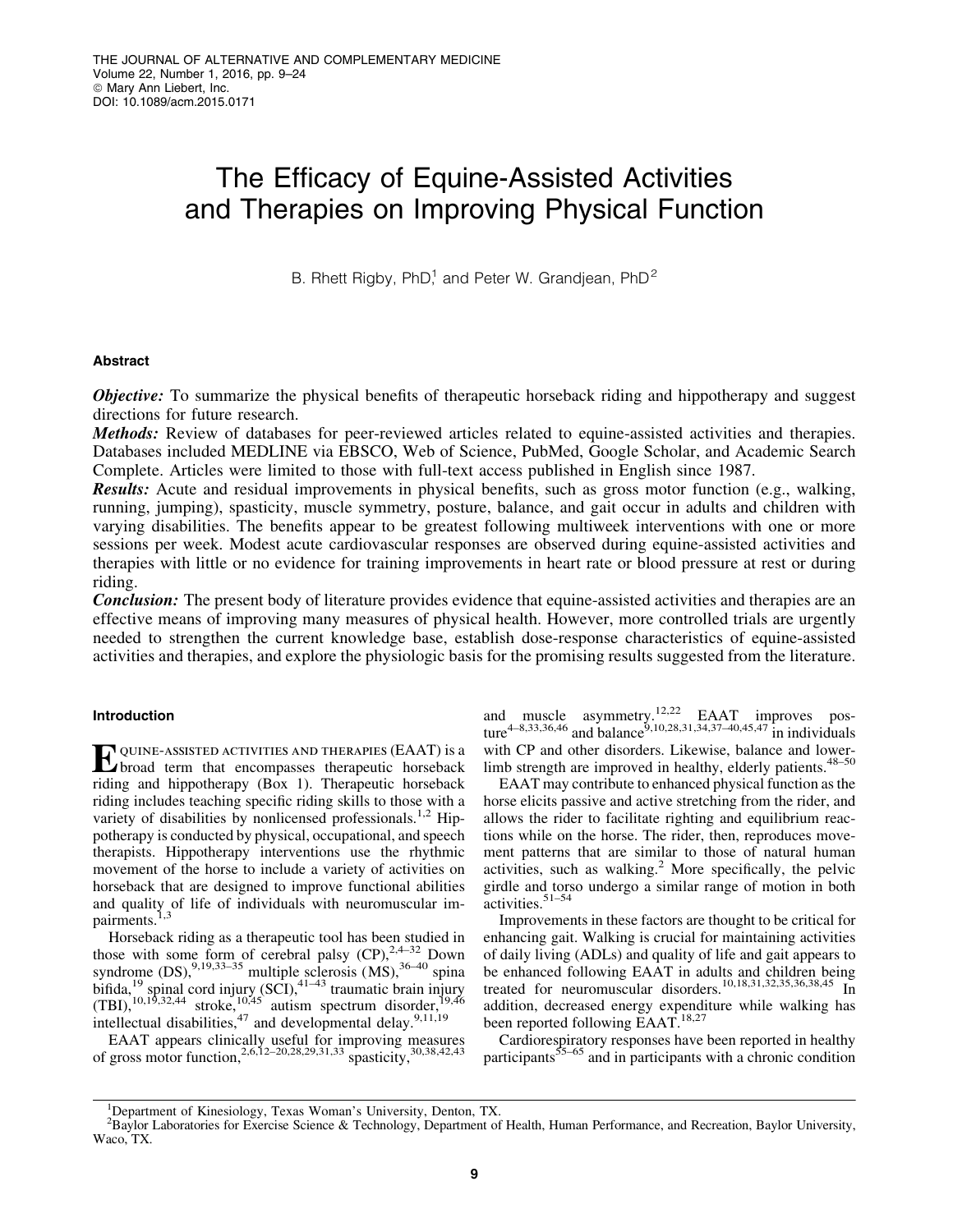# The Efficacy of Equine-Assisted Activities and Therapies on Improving Physical Function

B. Rhett Rigby, PhD,[1] and Peter W. Grandjean, PhD[2]

## Abstract

***Objective:*** To summarize the physical benefits of therapeutic horseback riding and hippotherapy and suggest directions for future research.

***Methods:*** Review of databases for peer-reviewed articles related to equine-assisted activities and therapies. Databases included MEDLINE via EBSCO, Web of Science, PubMed, Google Scholar, and Academic Search Complete. Articles were limited to those with full-text access published in English since 1987.

***Results:*** Acute and residual improvements in physical benefits, such as gross motor function (e.g., walking, running, jumping), spasticity, muscle symmetry, posture, balance, and gait occur in adults and children with varying disabilities. The benefits appear to be greatest following multiweek interventions with one or more sessions per week. Modest acute cardiovascular responses are observed during equine-assisted activities and therapies with little or no evidence for training improvements in heart rate or blood pressure at rest or during riding.

***Conclusion:*** The present body of literature provides evidence that equine-assisted activities and therapies are an effective means of improving many measures of physical health. However, more controlled trials are urgently needed to strengthen the current knowledge base, establish dose-response characteristics of equine-assisted activities and therapies, and explore the physiologic basis for the promising results suggested from the literature.

## Introduction

Equine-assisted activities and therapies (EAAT) is a broad term that encompasses therapeutic horseback riding and hippotherapy (Box 1). Therapeutic horseback riding includes teaching specific riding skills to those with a variety of disabilities by nonlicensed professionals.[1,2] Hippotherapy is conducted by physical, occupational, and speech therapists. Hippotherapy interventions use the rhythmic movement of the horse to include a variety of activities on horseback that are designed to improve functional abilities and quality of life of individuals with neuromuscular impairments.[1,3]

Horseback riding as a therapeutic tool has been studied in those with some form of cerebral palsy (CP),[2,4–32] Down syndrome (DS),[9,19,33–35] multiple sclerosis (MS),[36–40] spina bifida,[19] spinal cord injury (SCI),[41–43] traumatic brain injury (TBI),[10,19,32,44] stroke,[10,45] autism spectrum disorder,[19,46] intellectual disabilities,[47] and developmental delay.[9,11,19]

EAAT appears clinically useful for improving measures of gross motor function,[2,6,12–20,28,29,31,33] spasticity,[30,38,42,43] and muscle asymmetry.[12,22] EAAT improves posture[4–8,33,36,46] and balance[9,10,28,31,34,37–40,45,47] in individuals with CP and other disorders. Likewise, balance and lower-limb strength are improved in healthy, elderly patients.[48–50]

EAAT may contribute to enhanced physical function as the horse elicits passive and active stretching from the rider, and allows the rider to facilitate righting and equilibrium reactions while on the horse. The rider, then, reproduces movement patterns that are similar to those of natural human activities, such as walking.[2] More specifically, the pelvic girdle and torso undergo a similar range of motion in both activities.[51–54]

Improvements in these factors are thought to be critical for enhancing gait. Walking is crucial for maintaining activities of daily living (ADLs) and quality of life and gait appears to be enhanced following EAAT in adults and children being treated for neuromuscular disorders.[10,18,31,32,35,36,38,45] In addition, decreased energy expenditure while walking has been reported following EAAT.[18,27]

Cardiorespiratory responses have been reported in healthy participants[55–65] and in participants with a chronic condition

[1]Department of Kinesiology, Texas Woman's University, Denton, TX.
[2]Baylor Laboratories for Exercise Science & Technology, Department of Health, Human Performance, and Recreation, Baylor University, Waco, TX.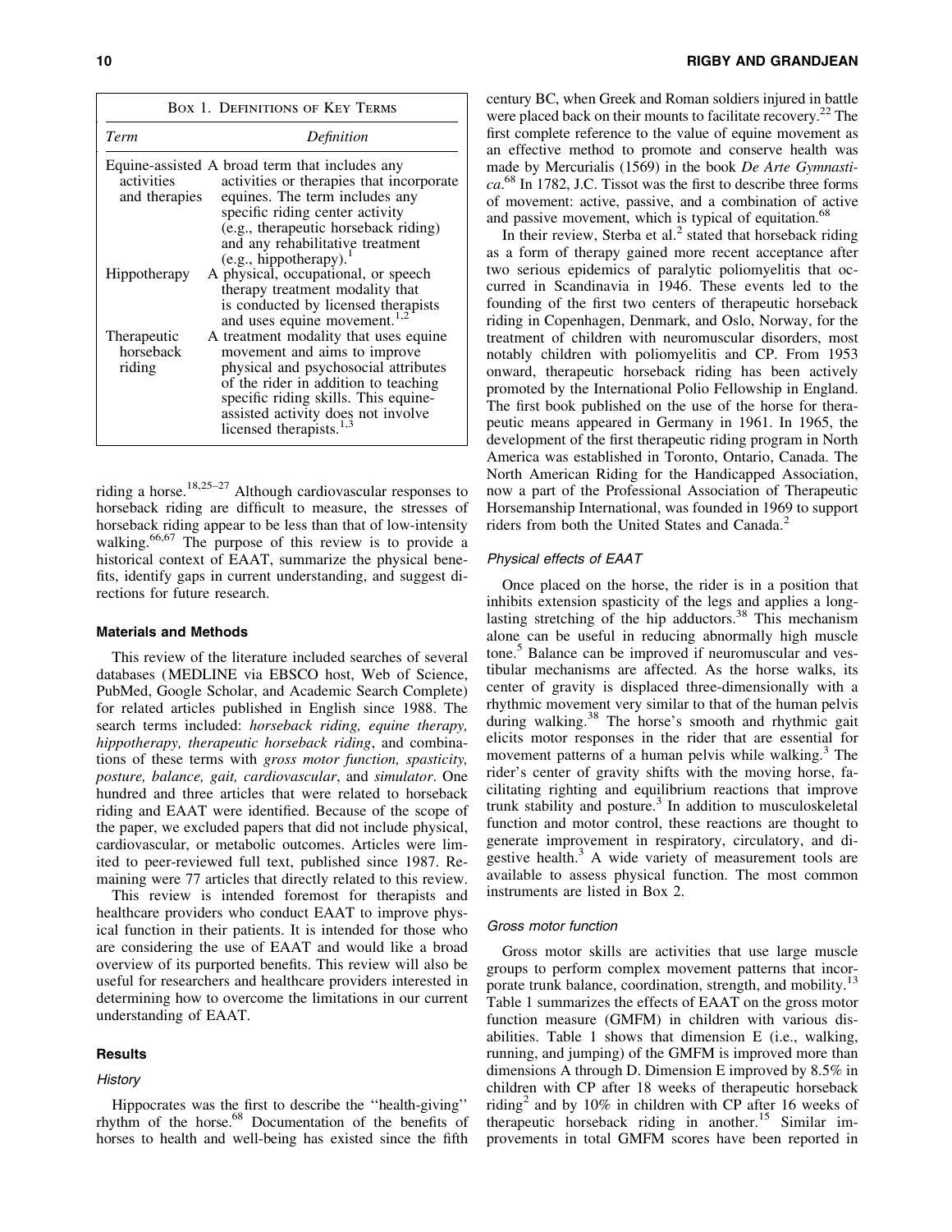| Term | Definition |
|---|---|
| Equine-assisted activities and therapies | A broad term that includes any activities or therapies that incorporate equines. The term includes any specific riding center activity (e.g., therapeutic horseback riding) and any rehabilitative treatment (e.g., hippotherapy).[1] |
| Hippotherapy | A physical, occupational, or speech therapy treatment modality that is conducted by licensed therapists and uses equine movement.[1,2] |
| Therapeutic horseback riding | A treatment modality that uses equine movement and aims to improve physical and psychosocial attributes of the rider in addition to teaching specific riding skills. This equine-assisted activity does not involve licensed therapists.[1,3] |

Box 1. Definitions of Key Terms

riding a horse.[18,25–27] Although cardiovascular responses to horseback riding are difficult to measure, the stresses of horseback riding appear to be less than that of low-intensity walking.[66,67] The purpose of this review is to provide a historical context of EAAT, summarize the physical benefits, identify gaps in current understanding, and suggest directions for future research.

## Materials and Methods

This review of the literature included searches of several databases (MEDLINE via EBSCO host, Web of Science, PubMed, Google Scholar, and Academic Search Complete) for related articles published in English since 1988. The search terms included: *horseback riding, equine therapy, hippotherapy, therapeutic horseback riding*, and combinations of these terms with *gross motor function, spasticity, posture, balance, gait, cardiovascular*, and *simulator*. One hundred and three articles that were related to horseback riding and EAAT were identified. Because of the scope of the paper, we excluded papers that did not include physical, cardiovascular, or metabolic outcomes. Articles were limited to peer-reviewed full text, published since 1987. Remaining were 77 articles that directly related to this review.

This review is intended foremost for therapists and healthcare providers who conduct EAAT to improve physical function in their patients. It is intended for those who are considering the use of EAAT and would like a broad overview of its purported benefits. This review will also be useful for researchers and healthcare providers interested in determining how to overcome the limitations in our current understanding of EAAT.

## Results

### History

Hippocrates was the first to describe the ''health-giving'' rhythm of the horse.[68] Documentation of the benefits of horses to health and well-being has existed since the fifth century BC, when Greek and Roman soldiers injured in battle were placed back on their mounts to facilitate recovery.[22] The first complete reference to the value of equine movement as an effective method to promote and conserve health was made by Mercurialis (1569) in the book *De Arte Gymnastica*.[68] In 1782, J.C. Tissot was the first to describe three forms of movement: active, passive, and a combination of active and passive movement, which is typical of equitation.[68]

In their review, Sterba et al.[2] stated that horseback riding as a form of therapy gained more recent acceptance after two serious epidemics of paralytic poliomyelitis that occurred in Scandinavia in 1946. These events led to the founding of the first two centers of therapeutic horseback riding in Copenhagen, Denmark, and Oslo, Norway, for the treatment of children with neuromuscular disorders, most notably children with poliomyelitis and CP. From 1953 onward, therapeutic horseback riding has been actively promoted by the International Polio Fellowship in England. The first book published on the use of the horse for therapeutic means appeared in Germany in 1961. In 1965, the development of the first therapeutic riding program in North America was established in Toronto, Ontario, Canada. The North American Riding for the Handicapped Association, now a part of the Professional Association of Therapeutic Horsemanship International, was founded in 1969 to support riders from both the United States and Canada.[2]

### Physical effects of EAAT

Once placed on the horse, the rider is in a position that inhibits extension spasticity of the legs and applies a long-lasting stretching of the hip adductors.[38] This mechanism alone can be useful in reducing abnormally high muscle tone.[5] Balance can be improved if neuromuscular and vestibular mechanisms are affected. As the horse walks, its center of gravity is displaced three-dimensionally with a rhythmic movement very similar to that of the human pelvis during walking.[38] The horse's smooth and rhythmic gait elicits motor responses in the rider that are essential for movement patterns of a human pelvis while walking.[3] The rider's center of gravity shifts with the moving horse, facilitating righting and equilibrium reactions that improve trunk stability and posture.[3] In addition to musculoskeletal function and motor control, these reactions are thought to generate improvement in respiratory, circulatory, and digestive health.[3] A wide variety of measurement tools are available to assess physical function. The most common instruments are listed in Box 2.

### Gross motor function

Gross motor skills are activities that use large muscle groups to perform complex movement patterns that incorporate trunk balance, coordination, strength, and mobility.[13] Table 1 summarizes the effects of EAAT on the gross motor function measure (GMFM) in children with various disabilities. Table 1 shows that dimension E (i.e., walking, running, and jumping) of the GMFM is improved more than dimensions A through D. Dimension E improved by 8.5% in children with CP after 18 weeks of therapeutic horseback riding[2] and by 10% in children with CP after 16 weeks of therapeutic horseback riding in another.[15] Similar improvements in total GMFM scores have been reported in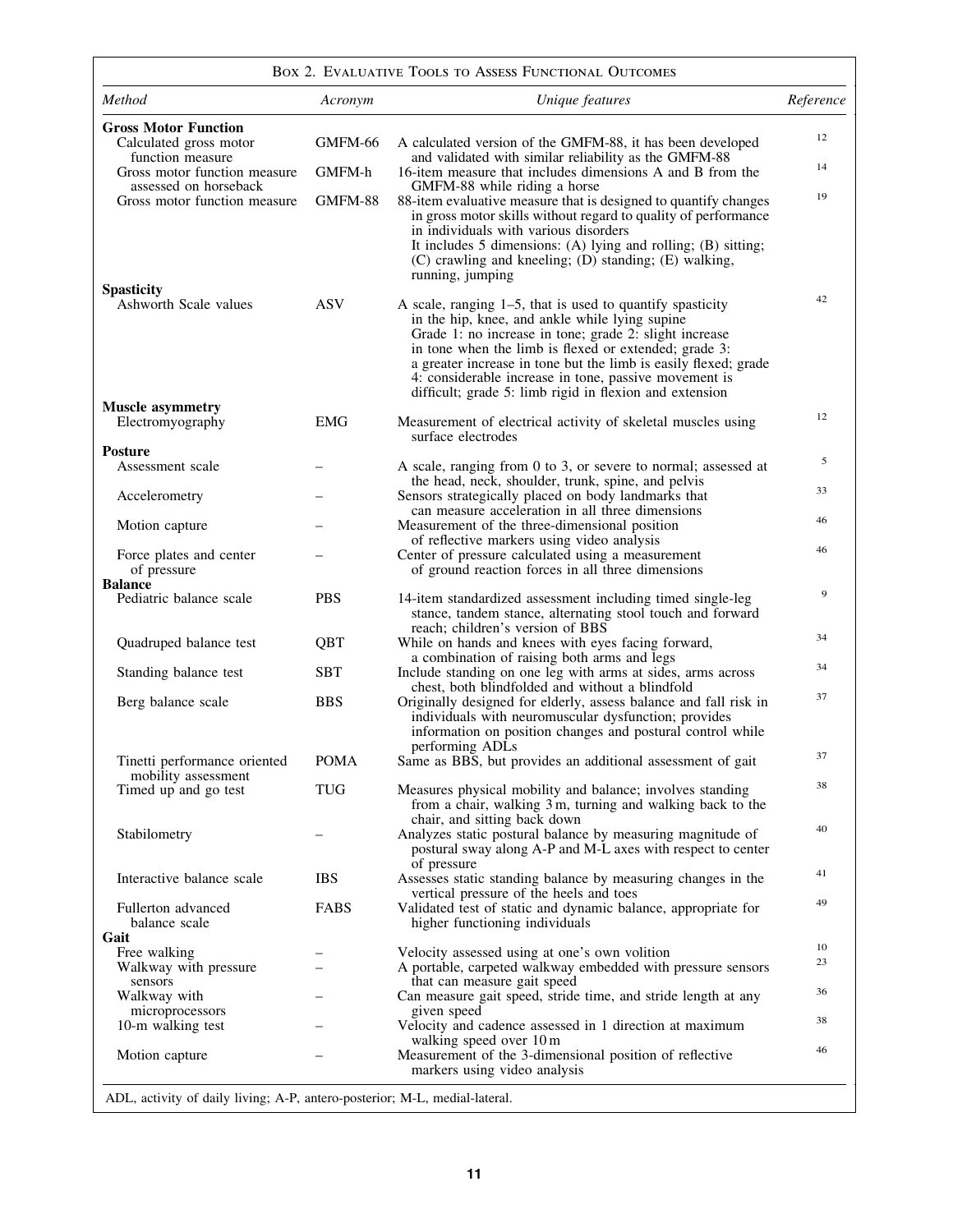## Box 2. Evaluative Tools to Assess Functional Outcomes

| *Method* | *Acronym* | *Unique features* | *Reference* |
|---|---|---|---|
| **Gross Motor Function** | | | |
| Calculated gross motor function measure | GMFM-66 | A calculated version of the GMFM-88, it has been developed and validated with similar reliability as the GMFM-88 | 12 |
| Gross motor function measure assessed on horseback | GMFM-h | 16-item measure that includes dimensions A and B from the GMFM-88 while riding a horse | 14 |
| Gross motor function measure | GMFM-88 | 88-item evaluative measure that is designed to quantify changes in gross motor skills without regard to quality of performance in individuals with various disorders<br>It includes 5 dimensions: (A) lying and rolling; (B) sitting; (C) crawling and kneeling; (D) standing; (E) walking, running, jumping | 19 |
| **Spasticity** | | | |
| Ashworth Scale values | ASV | A scale, ranging 1–5, that is used to quantify spasticity in the hip, knee, and ankle while lying supine<br>Grade 1: no increase in tone; grade 2: slight increase in tone when the limb is flexed or extended; grade 3: a greater increase in tone but the limb is easily flexed; grade 4: considerable increase in tone, passive movement is difficult; grade 5: limb rigid in flexion and extension | 42 |
| **Muscle asymmetry** | | | |
| Electromyography | EMG | Measurement of electrical activity of skeletal muscles using surface electrodes | 12 |
| **Posture** | | | |
| Assessment scale | – | A scale, ranging from 0 to 3, or severe to normal; assessed at the head, neck, shoulder, trunk, spine, and pelvis | 5 |
| Accelerometry | – | Sensors strategically placed on body landmarks that can measure acceleration in all three dimensions | 33 |
| Motion capture | – | Measurement of the three-dimensional position of reflective markers using video analysis | 46 |
| Force plates and center of pressure | – | Center of pressure calculated using a measurement of ground reaction forces in all three dimensions | 46 |
| **Balance** | | | |
| Pediatric balance scale | PBS | 14-item standardized assessment including timed single-leg stance, tandem stance, alternating stool touch and forward reach; children's version of BBS | 9 |
| Quadruped balance test | QBT | While on hands and knees with eyes facing forward, a combination of raising both arms and legs | 34 |
| Standing balance test | SBT | Include standing on one leg with arms at sides, arms across chest, both blindfolded and without a blindfold | 34 |
| Berg balance scale | BBS | Originally designed for elderly, assess balance and fall risk in individuals with neuromuscular dysfunction; provides information on position changes and postural control while performing ADLs | 37 |
| Tinetti performance oriented mobility assessment | POMA | Same as BBS, but provides an additional assessment of gait | 37 |
| Timed up and go test | TUG | Measures physical mobility and balance; involves standing from a chair, walking 3 m, turning and walking back to the chair, and sitting back down | 38 |
| Stabilometry | – | Analyzes static postural balance by measuring magnitude of postural sway along A-P and M-L axes with respect to center of pressure | 40 |
| Interactive balance scale | IBS | Assesses static standing balance by measuring changes in the vertical pressure of the heels and toes | 41 |
| Fullerton advanced balance scale | FABS | Validated test of static and dynamic balance, appropriate for higher functioning individuals | 49 |
| **Gait** | | | |
| Free walking | – | Velocity assessed using at one's own volition | 10 |
| Walkway with pressure sensors | – | A portable, carpeted walkway embedded with pressure sensors that can measure gait speed | 23 |
| Walkway with microprocessors | – | Can measure gait speed, stride time, and stride length at any given speed | 36 |
| 10-m walking test | – | Velocity and cadence assessed in 1 direction at maximum walking speed over 10 m | 38 |
| Motion capture | – | Measurement of the 3-dimensional position of reflective markers using video analysis | 46 |

ADL, activity of daily living; A-P, antero-posterior; M-L, medial-lateral.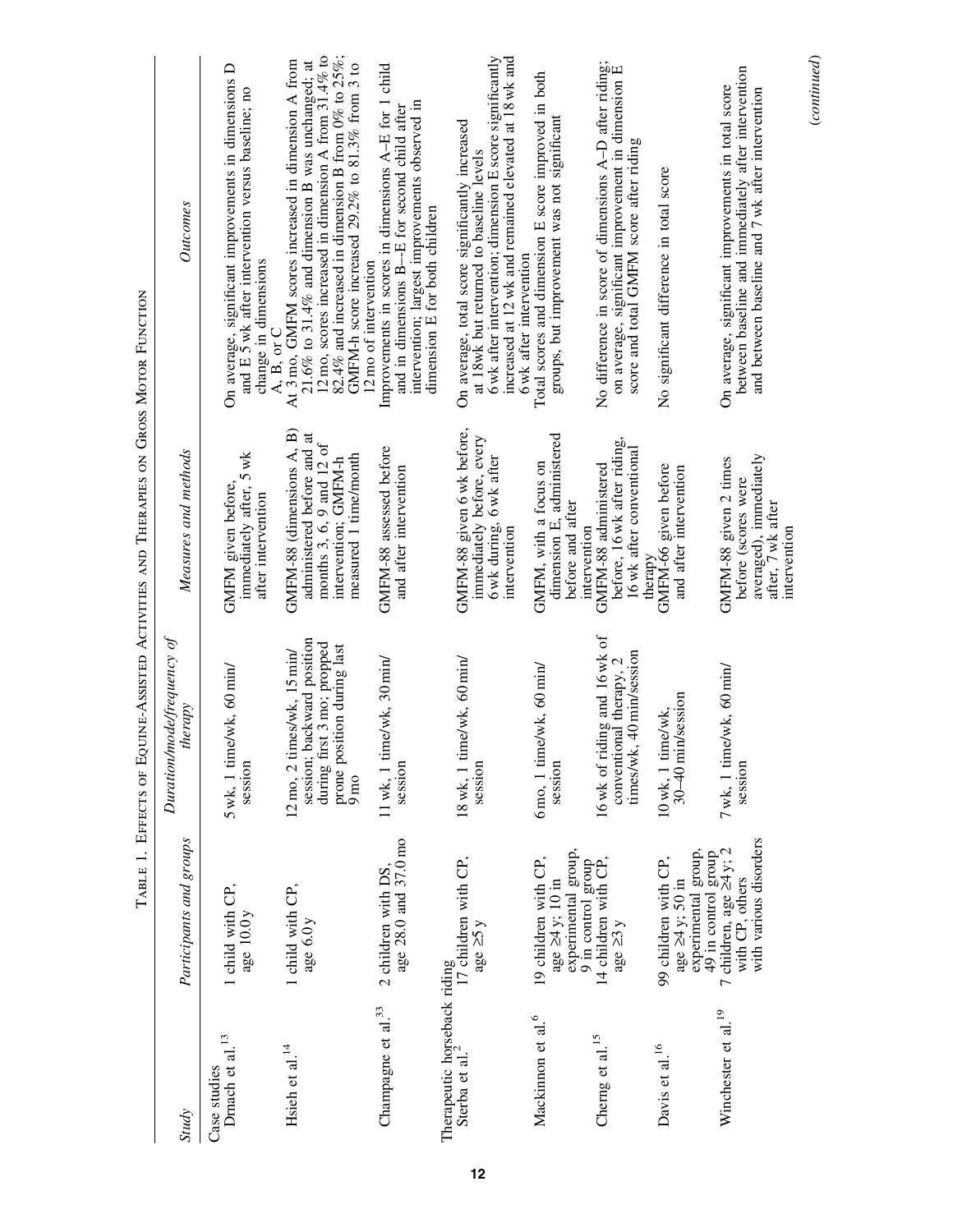Table 1. Effects of Equine-Assisted Activities and Therapies on Gross Motor Function

| Study | Participants and groups | Duration/mode/frequency of therapy | Measures and methods | Outcomes |
|---|---|---|---|---|
| Case studies | | | | |
| Drnach et al.[13] | 1 child with CP, age 10.0 y | 5 wk, 1 time/wk, 60 min/session | GMFM given before, immediately after, 5 wk after intervention | On average, significant improvements in dimensions D and E 5 wk after intervention versus baseline; no change in dimensions A, B, or C |
| Hsieh et al.[14] | 1 child with CP, age 6.0 y | 12 mo, 2 times/wk, 15 min/session; backward position during first 3 mo; propped prone position during last 9 mo | GMFM-88 (dimensions A, B) administered before and at months 3, 6, 9 and 12 of intervention; GMFM-h measured 1 time/month | At 3 mo, GMFM scores increased in dimension A from 21.6% to 31.4% and dimension B was unchanged; at 12 mo, scores increased in dimension A from 31.4% to 82.4% and increased in dimension B from 0% to 25%; GMFM-h score increased 29.2% to 81.3% from 3 to 12 mo of intervention |
| Champagne et al.[33] | 2 children with DS, age 28.0 and 37.0 mo | 11 wk, 1 time/wk, 30 min/session | GMFM-88 assessed before and after intervention | Improvements in scores in dimensions A–E for 1 child and in dimensions B–-E for second child after intervention; largest improvements observed in dimension E for both children |
| Therapeutic horseback riding | | | | |
| Sterba et al.[2] | 17 children with CP, age ≥5 y | 18 wk, 1 time/wk, 60 min/session | GMFM-88 given 6 wk before, immediately before, every 6 wk during, 6 wk after intervention | On average, total score significantly increased at 18 wk but returned to baseline levels 6 wk after intervention; dimension E score significantly increased at 12 wk and remained elevated at 18 wk and 6 wk after intervention |
| Mackinnon et al.[6] | 19 children with CP, age ≥4 y; 10 in experimental group, 9 in control group | 6 mo, 1 time/wk, 60 min/session | GMFM, with a focus on dimension E, administered before and after intervention | Total scores and dimension E score improved in both groups, but improvement was not significant |
| Cherng et al.[15] | 14 children with CP, age ≥3 y | 16 wk of riding and 16 wk of conventional therapy, 2 times/wk, 40 min/session | GMFM-88 administered before, 16 wk after riding, 16 wk after conventional therapy | No difference in score of dimensions A–D after riding; on average, significant improvement in dimension E score and total GMFM score after riding |
| Davis et al.[16] | 99 children with CP, age ≥4 y; 50 in experimental group, 49 in control group | 10 wk, 1 time/wk, 30–40 min/session | GMFM-66 given before and after intervention | No significant difference in total score |
| Winchester et al.[19] | 7 children, age ≥4 y; 2 with CP, others with various disorders | 7 wk, 1 time/wk, 60 min/session | GMFM-88 given 2 times before (scores were averaged), immediately after, 7 wk after intervention | On average, significant improvements in total score between baseline and immediately after intervention and between baseline and 7 wk after intervention |

(continued)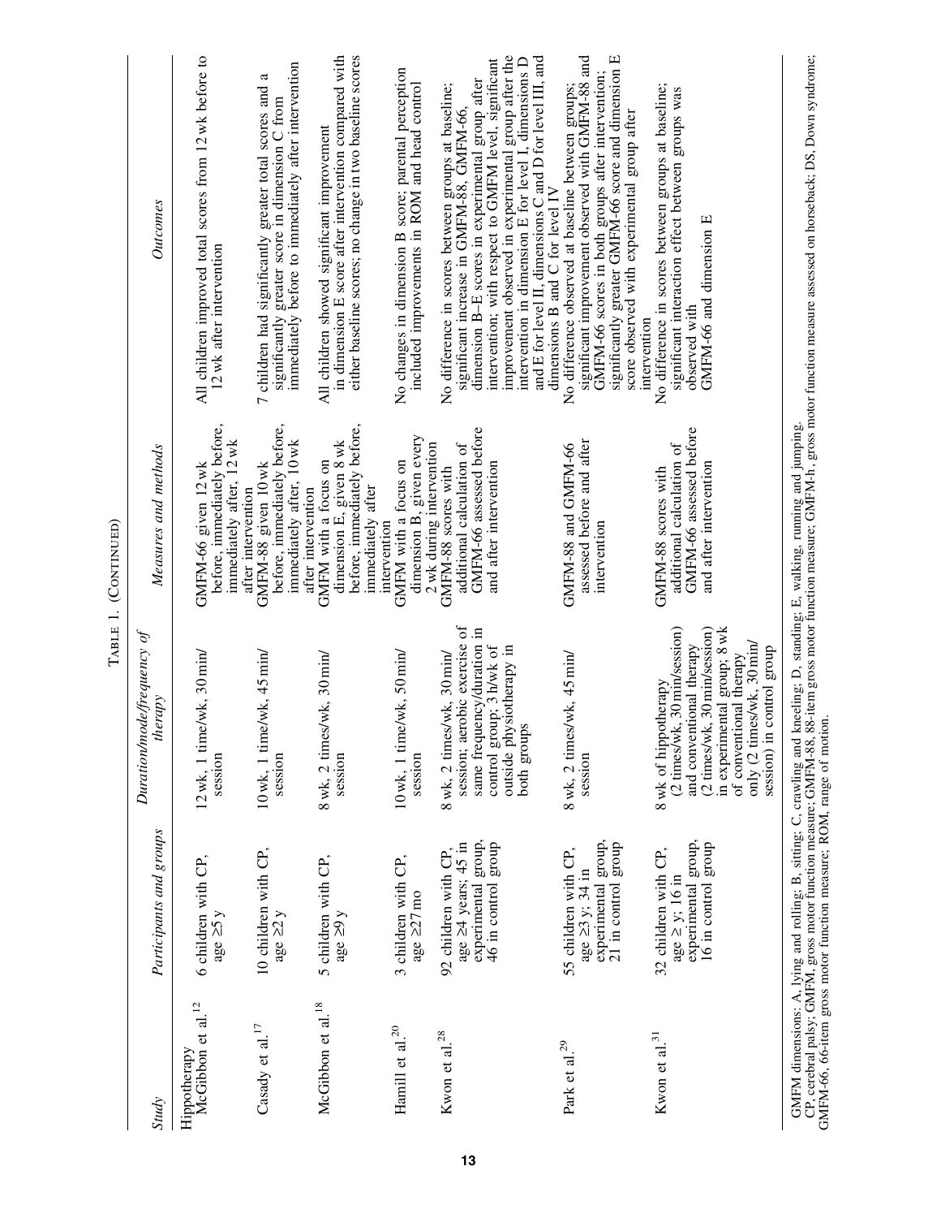TABLE 1. (CONTINUED)

| Study | Participants and groups | Duration/mode/frequency of therapy | Measures and methods | Outcomes |
|---|---|---|---|---|
| Hippotherapy | | | | |
| McGibbon et al.[12] | 6 children with CP, age ≥5 y | 12 wk, 1 time/wk, 30 min/session | GMFM-66 given 12 wk before, immediately before, immediately after, 12 wk after intervention | All children improved total scores from 12 wk before to 12 wk after intervention |
| Casady et al.[17] | 10 children with CP, age ≥2 y | 10 wk, 1 time/wk, 45 min/session | GMFM-88 given 10 wk before, immediately before, immediately after, 10 wk after intervention | 7 children had significantly greater total scores and a significantly greater score in dimension C from immediately before to immediately after intervention |
| McGibbon et al.[18] | 5 children with CP, age ≥9 y | 8 wk, 2 times/wk, 30 min/session | GMFM with a focus on dimension E, given 8 wk before, immediately before, immediately after intervention | All children showed significant improvement in dimension E score after intervention compared with either baseline scores; no change in two baseline scores |
| Hamill et al.[20] | 3 children with CP, age ≥27 mo | 10 wk, 1 time/wk, 50 min/session | GMFM with a focus on dimension B, given every 2 wk during intervention | No changes in dimension B score; parental perception included improvements in ROM and head control |
| Kwon et al.[28] | 92 children with CP, age ≥4 years; 45 in experimental group, 46 in control group | 8 wk, 2 times/wk, 30 min/session; aerobic exercise of same frequency/duration in control group; 3 h/wk of outside physiotherapy in both groups | GMFM-88 scores with additional calculation of GMFM-66 assessed before and after intervention | No difference in scores between groups at baseline; significant increase in GMFM-88, GMFM-66, dimension B–E scores in experimental group after intervention; with respect to GMFM level, significant improvement observed in experimental group after the intervention in dimension E for level I, dimensions D and E for level II, dimensions C and D for level III, and dimensions B and C for level IV |
| Park et al.[29] | 55 children with CP, age ≥3 y; 34 in experimental group, 21 in control group | 8 wk, 2 times/wk, 45 min/session | GMFM-88 and GMFM-66 assessed before and after intervention | No difference observed at baseline between groups; significant improvement observed with GMFM-88 and GMFM-66 scores in both groups after intervention; significantly greater GMFM-66 score and dimension E score observed with experimental group after intervention |
| Kwon et al.[31] | 32 children with CP, age ≥ y; 16 in experimental group, 16 in control group | 8 wk of hippotherapy (2 times/wk, 30 min/session) and conventional therapy (2 times/wk, 30 min/session) in experimental group; 8 wk of conventional therapy only (2 times/wk, 30 min/session) in control group | GMFM-88 scores with additional calculation of GMFM-66 assessed before and after intervention | No difference in scores between groups at baseline; significant interaction effect between groups was observed with GMFM-66 and dimension E |

GMFM dimensions: A, lying and rolling; B, sitting; C, crawling and kneeling; D, standing; E, walking, running and jumping.
CP, cerebral palsy; GMFM, gross motor function measure; GMFM-88, 88-item gross motor function measure; GMFM-h, gross motor function measure assessed on horseback; DS, Down syndrome; GMFM-66, 66-item gross motor function measure; ROM, range of motion.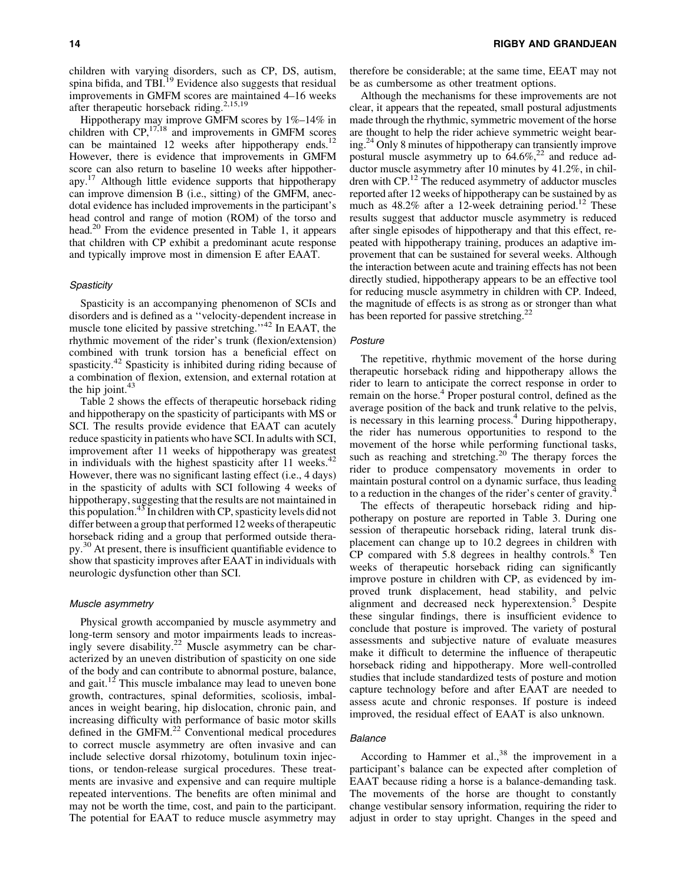children with varying disorders, such as CP, DS, autism, spina bifida, and TBI.[19] Evidence also suggests that residual improvements in GMFM scores are maintained 4–16 weeks after therapeutic horseback riding.[2,15,19]

Hippotherapy may improve GMFM scores by 1%–14% in children with CP,[17,18] and improvements in GMFM scores can be maintained 12 weeks after hippotherapy ends.[12] However, there is evidence that improvements in GMFM score can also return to baseline 10 weeks after hippotherapy.[17] Although little evidence supports that hippotherapy can improve dimension B (i.e., sitting) of the GMFM, anecdotal evidence has included improvements in the participant's head control and range of motion (ROM) of the torso and head.[20] From the evidence presented in Table 1, it appears that children with CP exhibit a predominant acute response and typically improve most in dimension E after EAAT.

### *Spasticity*

Spasticity is an accompanying phenomenon of SCIs and disorders and is defined as a ''velocity-dependent increase in muscle tone elicited by passive stretching.''[42] In EAAT, the rhythmic movement of the rider's trunk (flexion/extension) combined with trunk torsion has a beneficial effect on spasticity.[42] Spasticity is inhibited during riding because of a combination of flexion, extension, and external rotation at the hip joint.[43]

Table 2 shows the effects of therapeutic horseback riding and hippotherapy on the spasticity of participants with MS or SCI. The results provide evidence that EAAT can acutely reduce spasticity in patients who have SCI. In adults with SCI, improvement after 11 weeks of hippotherapy was greatest in individuals with the highest spasticity after 11 weeks.[42] However, there was no significant lasting effect (i.e., 4 days) in the spasticity of adults with SCI following 4 weeks of hippotherapy, suggesting that the results are not maintained in this population.[43] In children with CP, spasticity levels did not differ between a group that performed 12 weeks of therapeutic horseback riding and a group that performed outside therapy.[30] At present, there is insufficient quantifiable evidence to show that spasticity improves after EAAT in individuals with neurologic dysfunction other than SCI.

### *Muscle asymmetry*

Physical growth accompanied by muscle asymmetry and long-term sensory and motor impairments leads to increasingly severe disability.[22] Muscle asymmetry can be characterized by an uneven distribution of spasticity on one side of the body and can contribute to abnormal posture, balance, and gait.[12] This muscle imbalance may lead to uneven bone growth, contractures, spinal deformities, scoliosis, imbalances in weight bearing, hip dislocation, chronic pain, and increasing difficulty with performance of basic motor skills defined in the GMFM.[22] Conventional medical procedures to correct muscle asymmetry are often invasive and can include selective dorsal rhizotomy, botulinum toxin injections, or tendon-release surgical procedures. These treatments are invasive and expensive and can require multiple repeated interventions. The benefits are often minimal and may not be worth the time, cost, and pain to the participant. The potential for EAAT to reduce muscle asymmetry may therefore be considerable; at the same time, EEAT may not be as cumbersome as other treatment options.

Although the mechanisms for these improvements are not clear, it appears that the repeated, small postural adjustments made through the rhythmic, symmetric movement of the horse are thought to help the rider achieve symmetric weight bearing.[24] Only 8 minutes of hippotherapy can transiently improve postural muscle asymmetry up to 64.6%,[22] and reduce adductor muscle asymmetry after 10 minutes by 41.2%, in children with CP.[12] The reduced asymmetry of adductor muscles reported after 12 weeks of hippotherapy can be sustained by as much as 48.2% after a 12-week detraining period.[12] These results suggest that adductor muscle asymmetry is reduced after single episodes of hippotherapy and that this effect, repeated with hippotherapy training, produces an adaptive improvement that can be sustained for several weeks. Although the interaction between acute and training effects has not been directly studied, hippotherapy appears to be an effective tool for reducing muscle asymmetry in children with CP. Indeed, the magnitude of effects is as strong as or stronger than what has been reported for passive stretching.[22]

### *Posture*

The repetitive, rhythmic movement of the horse during therapeutic horseback riding and hippotherapy allows the rider to learn to anticipate the correct response in order to remain on the horse.[4] Proper postural control, defined as the average position of the back and trunk relative to the pelvis, is necessary in this learning process.[4] During hippotherapy, the rider has numerous opportunities to respond to the movement of the horse while performing functional tasks, such as reaching and stretching.[20] The therapy forces the rider to produce compensatory movements in order to maintain postural control on a dynamic surface, thus leading to a reduction in the changes of the rider's center of gravity.[4]

The effects of therapeutic horseback riding and hippotherapy on posture are reported in Table 3. During one session of therapeutic horseback riding, lateral trunk displacement can change up to 10.2 degrees in children with CP compared with 5.8 degrees in healthy controls.[8] Ten weeks of therapeutic horseback riding can significantly improve posture in children with CP, as evidenced by improved trunk displacement, head stability, and pelvic alignment and decreased neck hyperextension.[5] Despite these singular findings, there is insufficient evidence to conclude that posture is improved. The variety of postural assessments and subjective nature of evaluate measures make it difficult to determine the influence of therapeutic horseback riding and hippotherapy. More well-controlled studies that include standardized tests of posture and motion capture technology before and after EAAT are needed to assess acute and chronic responses. If posture is indeed improved, the residual effect of EAAT is also unknown.

### *Balance*

According to Hammer et al.,[38] the improvement in a participant's balance can be expected after completion of EAAT because riding a horse is a balance-demanding task. The movements of the horse are thought to constantly change vestibular sensory information, requiring the rider to adjust in order to stay upright. Changes in the speed and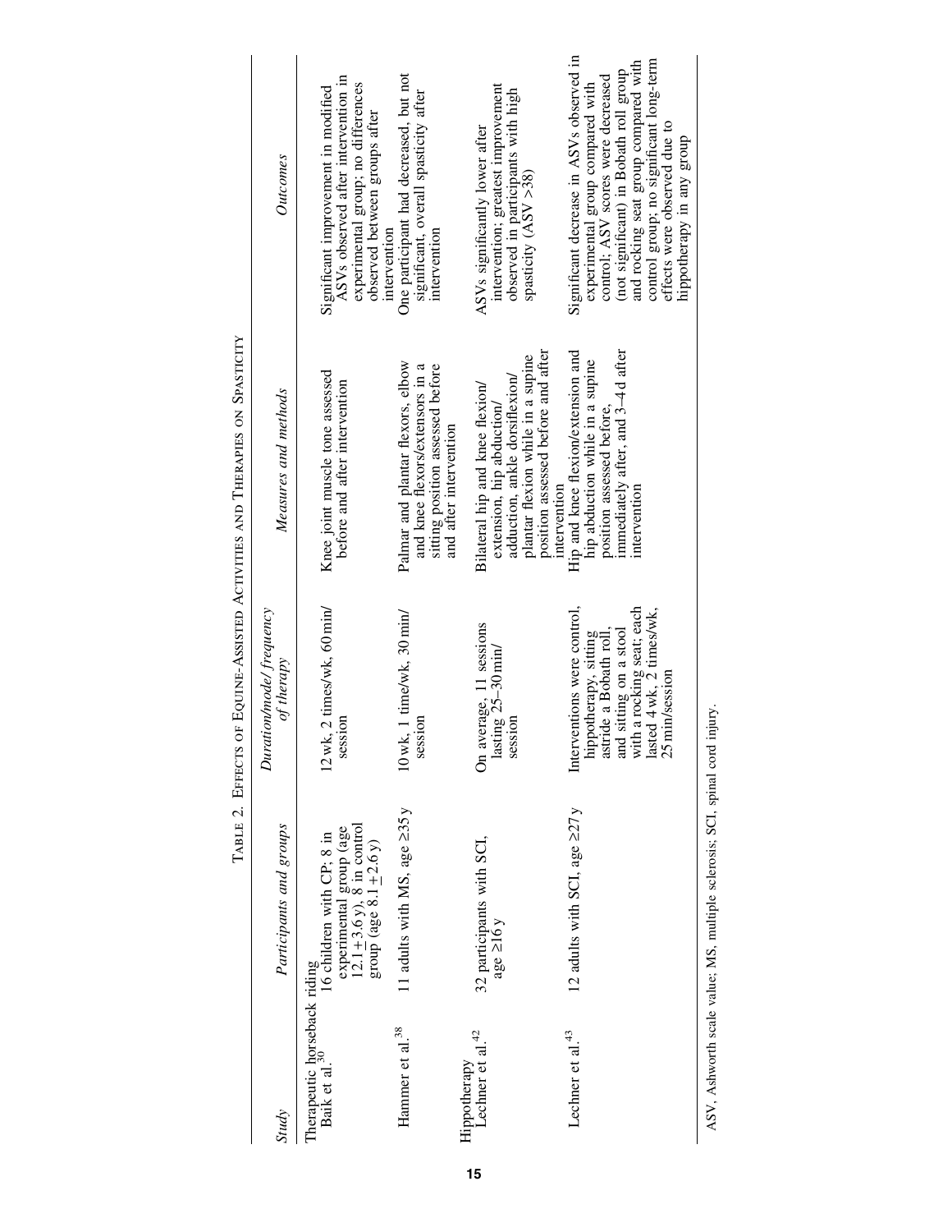Table 2. Effects of Equine-Assisted Activities and Therapies on Spasticity

| Study | Participants and groups | Duration/mode/ frequency of therapy | Measures and methods | Outcomes |
|---|---|---|---|---|
| Therapeutic horseback riding | | | | |
| Baik et al.[30] | 16 children with CP; 8 in experimental group (age 12.1 ± 3.6 y), 8 in control group (age 8.1 ± 2.6 y) | 12 wk, 2 times/wk, 60 min/ session | Knee joint muscle tone assessed before and after intervention | Significant improvement in modified ASVs observed after intervention in experimental group; no differences observed between groups after intervention |
| Hammer et al.[38] | 11 adults with MS, age ≥35 y | 10 wk, 1 time/wk, 30 min/ session | Palmar and plantar flexors, elbow and knee flexors/extensors in a sitting position assessed before and after intervention | One participant had decreased, but not significant, overall spasticity after intervention |
| Hippotherapy | | | | |
| Lechner et al.[42] | 32 participants with SCI, age ≥16 y | On average, 11 sessions lasting 25–30 min/ session | Bilateral hip and knee flexion/ extension, hip abduction/ adduction, ankle dorsiflexion/ plantar flexion while in a supine position assessed before and after intervention | ASVs significantly lower after intervention; greatest improvement observed in participants with high spasticity (ASV >38) |
| Lechner et al.[43] | 12 adults with SCI, age ≥27 y | Interventions were control, hippotherapy, sitting astride a Bobath roll, and sitting on a stool with a rocking seat; each lasted 4 wk, 2 times/wk, 25 min/session | Hip and knee flexion/extension and hip abduction while in a supine position assessed before, immediately after, and 3–4 d after intervention | Significant decrease in ASVs observed in experimental group compared with control; ASV scores were decreased (not significant) in Bobath roll group and rocking seat group compared with control group; no significant long-term effects were observed due to hippotherapy in any group |

ASV, Ashworth scale value; MS, multiple sclerosis; SCI, spinal cord injury.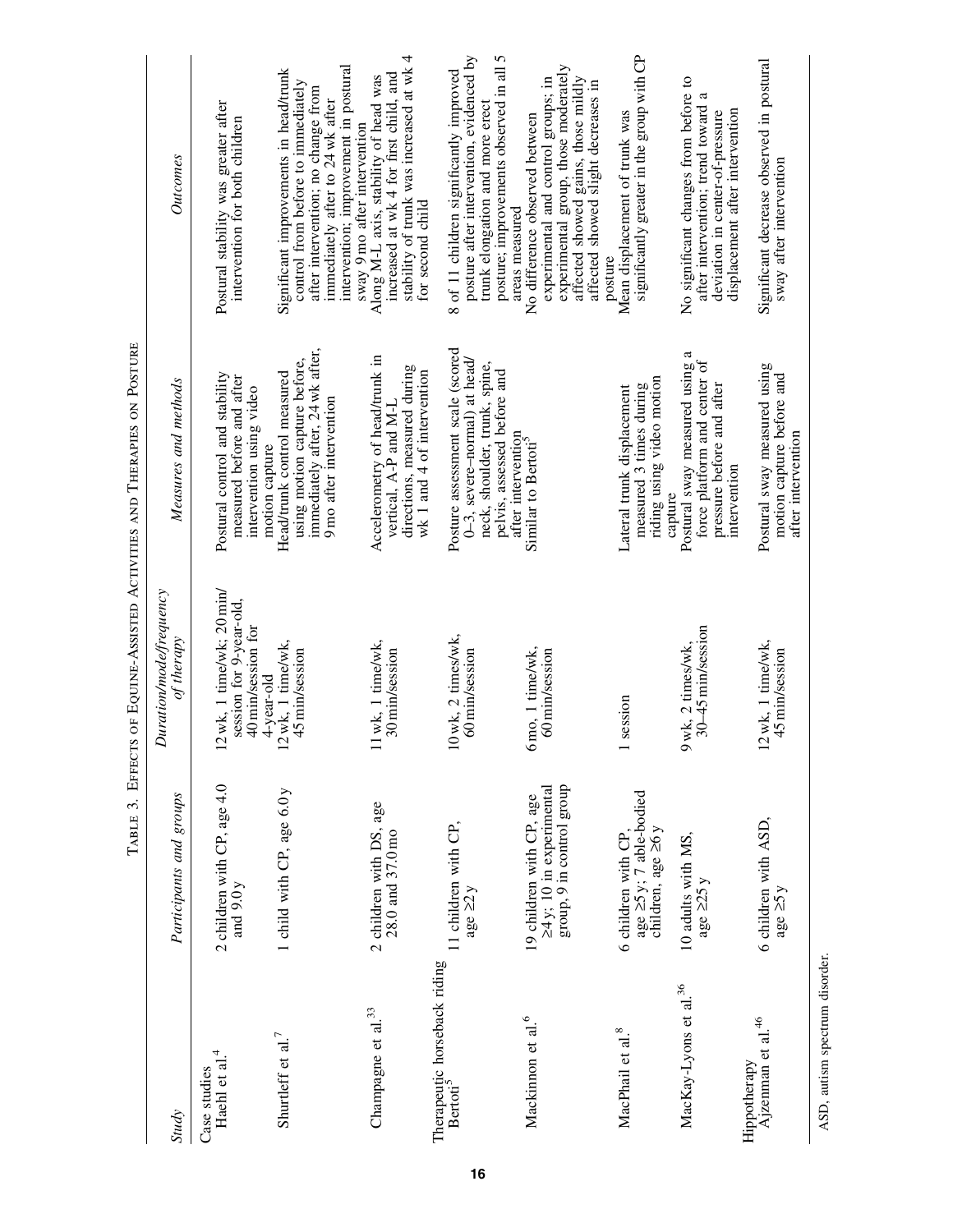Table 3. Effects of Equine-Assisted Activities and Therapies on Posture

| Study | Participants and groups | Duration/mode/frequency of therapy | Measures and methods | Outcomes |
|---|---|---|---|---|
| Case studies | | | | |
| Haehl et al.[4] | 2 children with CP, age 4.0 and 9.0 y | 12 wk, 1 time/wk; 20 min/session for 9-year-old, 40 min/session for 4-year-old | Postural control and stability measured before and after intervention using video motion capture | Postural stability was greater after intervention for both children |
| Shurtleff et al.[7] | 1 child with CP, age 6.0 y | 12 wk, 1 time/wk, 45 min/session | Head/trunk control measured using motion capture before, immediately after, 24 wk after, 9 mo after intervention | Significant improvements in head/trunk control from before to immediately after intervention; no change from immediately after to 24 wk after intervention; improvement in postural sway 9 mo after intervention |
| Champagne et al.[33] | 2 children with DS, age 28.0 and 37.0 mo | 11 wk, 1 time/wk, 30 min/session | Accelerometry of head/trunk in vertical, A-P and M-L directions, measured during wk 1 and 4 of intervention | Along M-L axis, stability of head was increased at wk 4 for first child, and stability of trunk was increased at wk 4 for second child |
| Therapeutic horseback riding | | | | |
| Bertoti[5] | 11 children with CP, age ≥2 y | 10 wk, 2 times/wk, 60 min/session | Posture assessment scale (scored 0–3, severe–normal) at head/neck, shoulder, trunk, spine, pelvis, assessed before and after intervention | 8 of 11 children significantly improved posture after intervention, evidenced by trunk elongation and more erect posture; improvements observed in all 5 areas measured |
| Mackinnon et al.[6] | 19 children with CP, age ≥4 y; 10 in experimental group, 9 in control group | 6 mo, 1 time/wk, 60 min/session | Similar to Bertoti[5] | No difference observed between experimental and control groups; in experimental group, those moderately affected showed gains, those mildly affected showed slight decreases in posture |
| MacPhail et al.[8] | 6 children with CP, age ≥5 y; 7 able-bodied children, age ≥6 y | 1 session | Lateral trunk displacement measured 3 times during riding using video motion capture | Mean displacement of trunk was significantly greater in the group with CP |
| MacKay-Lyons et al.[36] | 10 adults with MS, age ≥25 y | 9 wk, 2 times/wk, 30–45 min/session | Postural sway measured using a force platform and center of pressure before and after intervention | No significant changes from before to after intervention; trend toward a deviation in center-of-pressure displacement after intervention |
| Hippotherapy | | | | |
| Ajzenman et al.[46] | 6 children with ASD, age ≥5 y | 12 wk, 1 time/wk, 45 min/session | Postural sway measured using motion capture before and after intervention | Significant decrease observed in postural sway after intervention |

ASD, autism spectrum disorder.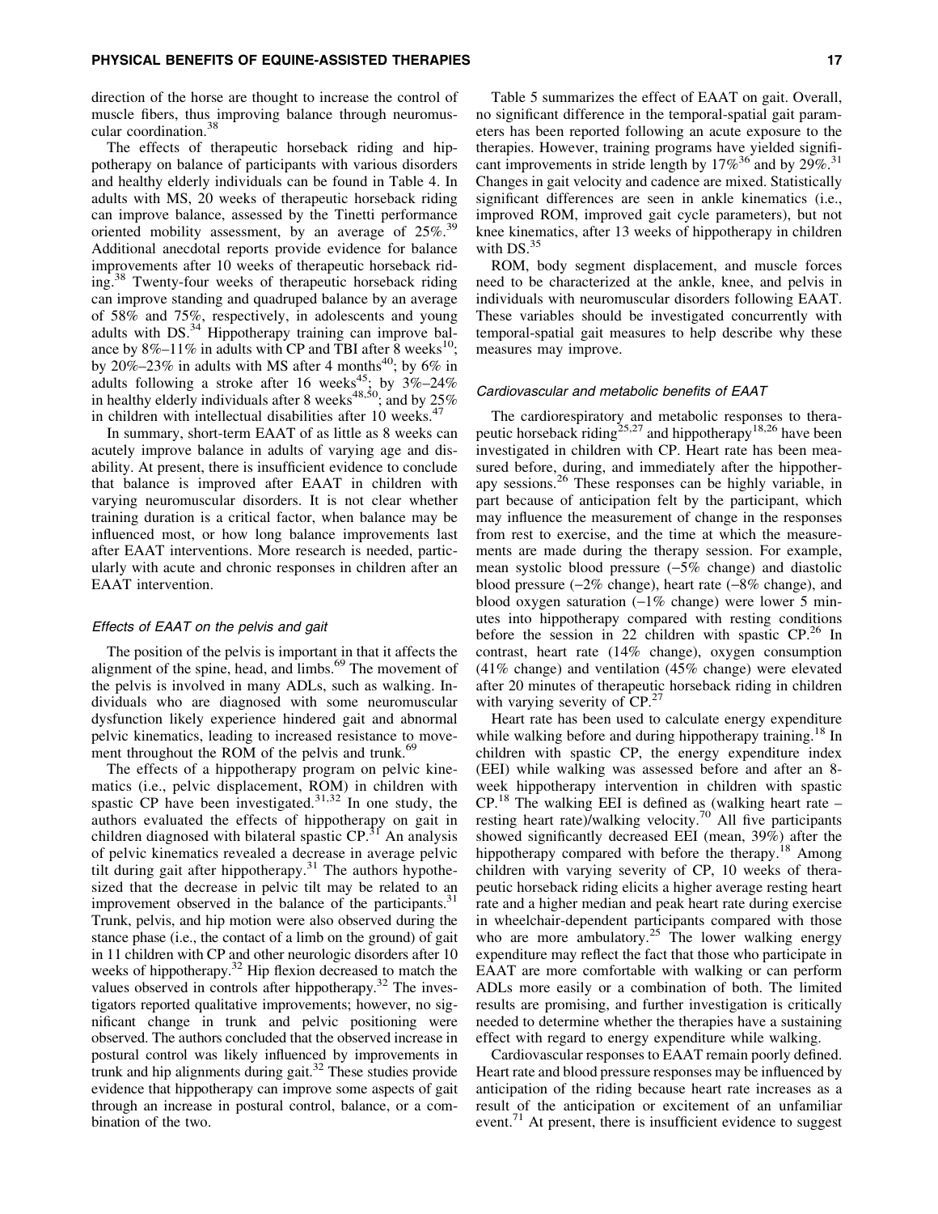direction of the horse are thought to increase the control of muscle fibers, thus improving balance through neuromuscular coordination.[38]

The effects of therapeutic horseback riding and hippotherapy on balance of participants with various disorders and healthy elderly individuals can be found in Table 4. In adults with MS, 20 weeks of therapeutic horseback riding can improve balance, assessed by the Tinetti performance oriented mobility assessment, by an average of 25%.[39] Additional anecdotal reports provide evidence for balance improvements after 10 weeks of therapeutic horseback riding.[38] Twenty-four weeks of therapeutic horseback riding can improve standing and quadruped balance by an average of 58% and 75%, respectively, in adolescents and young adults with DS.[34] Hippotherapy training can improve balance by 8%–11% in adults with CP and TBI after 8 weeks[10]; by 20%–23% in adults with MS after 4 months[40]; by 6% in adults following a stroke after 16 weeks[45]; by 3%–24% in healthy elderly individuals after 8 weeks[48,50]; and by 25% in children with intellectual disabilities after 10 weeks.[47]

In summary, short-term EAAT of as little as 8 weeks can acutely improve balance in adults of varying age and disability. At present, there is insufficient evidence to conclude that balance is improved after EAAT in children with varying neuromuscular disorders. It is not clear whether training duration is a critical factor, when balance may be influenced most, or how long balance improvements last after EAAT interventions. More research is needed, particularly with acute and chronic responses in children after an EAAT intervention.

### *Effects of EAAT on the pelvis and gait*

The position of the pelvis is important in that it affects the alignment of the spine, head, and limbs.[69] The movement of the pelvis is involved in many ADLs, such as walking. Individuals who are diagnosed with some neuromuscular dysfunction likely experience hindered gait and abnormal pelvic kinematics, leading to increased resistance to movement throughout the ROM of the pelvis and trunk.[69]

The effects of a hippotherapy program on pelvic kinematics (i.e., pelvic displacement, ROM) in children with spastic CP have been investigated.[31,32] In one study, the authors evaluated the effects of hippotherapy on gait in children diagnosed with bilateral spastic CP.[31] An analysis of pelvic kinematics revealed a decrease in average pelvic tilt during gait after hippotherapy.[31] The authors hypothesized that the decrease in pelvic tilt may be related to an improvement observed in the balance of the participants.[31] Trunk, pelvis, and hip motion were also observed during the stance phase (i.e., the contact of a limb on the ground) of gait in 11 children with CP and other neurologic disorders after 10 weeks of hippotherapy.[32] Hip flexion decreased to match the values observed in controls after hippotherapy.[32] The investigators reported qualitative improvements; however, no significant change in trunk and pelvic positioning were observed. The authors concluded that the observed increase in postural control was likely influenced by improvements in trunk and hip alignments during gait.[32] These studies provide evidence that hippotherapy can improve some aspects of gait through an increase in postural control, balance, or a combination of the two.

Table 5 summarizes the effect of EAAT on gait. Overall, no significant difference in the temporal-spatial gait parameters has been reported following an acute exposure to the therapies. However, training programs have yielded significant improvements in stride length by 17%[36] and by 29%.[31] Changes in gait velocity and cadence are mixed. Statistically significant differences are seen in ankle kinematics (i.e., improved ROM, improved gait cycle parameters), but not knee kinematics, after 13 weeks of hippotherapy in children with DS.[35]

ROM, body segment displacement, and muscle forces need to be characterized at the ankle, knee, and pelvis in individuals with neuromuscular disorders following EAAT. These variables should be investigated concurrently with temporal-spatial gait measures to help describe why these measures may improve.

### *Cardiovascular and metabolic benefits of EAAT*

The cardiorespiratory and metabolic responses to therapeutic horseback riding[25,27] and hippotherapy[18,26] have been investigated in children with CP. Heart rate has been measured before, during, and immediately after the hippotherapy sessions.[26] These responses can be highly variable, in part because of anticipation felt by the participant, which may influence the measurement of change in the responses from rest to exercise, and the time at which the measurements are made during the therapy session. For example, mean systolic blood pressure (−5% change) and diastolic blood pressure (−2% change), heart rate (−8% change), and blood oxygen saturation (−1% change) were lower 5 minutes into hippotherapy compared with resting conditions before the session in 22 children with spastic CP.[26] In contrast, heart rate (14% change), oxygen consumption (41% change) and ventilation (45% change) were elevated after 20 minutes of therapeutic horseback riding in children with varying severity of CP.[27]

Heart rate has been used to calculate energy expenditure while walking before and during hippotherapy training.[18] In children with spastic CP, the energy expenditure index (EEI) while walking was assessed before and after an 8-week hippotherapy intervention in children with spastic CP.[18] The walking EEI is defined as (walking heart rate − resting heart rate)/walking velocity.[70] All five participants showed significantly decreased EEI (mean, 39%) after the hippotherapy compared with before the therapy.[18] Among children with varying severity of CP, 10 weeks of therapeutic horseback riding elicits a higher average resting heart rate and a higher median and peak heart rate during exercise in wheelchair-dependent participants compared with those who are more ambulatory.[25] The lower walking energy expenditure may reflect the fact that those who participate in EAAT are more comfortable with walking or can perform ADLs more easily or a combination of both. The limited results are promising, and further investigation is critically needed to determine whether the therapies have a sustaining effect with regard to energy expenditure while walking.

Cardiovascular responses to EAAT remain poorly defined. Heart rate and blood pressure responses may be influenced by anticipation of the riding because heart rate increases as a result of the anticipation or excitement of an unfamiliar event.[71] At present, there is insufficient evidence to suggest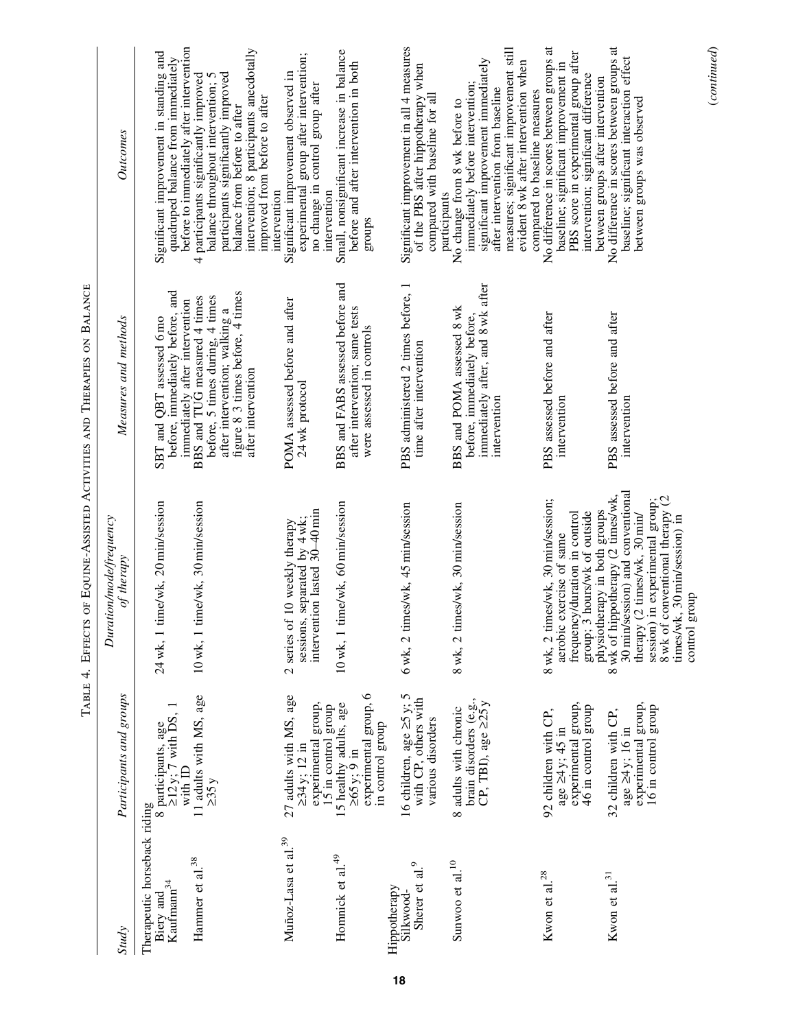Table 4. Effects of Equine-Assisted Activities and Therapies on Balance

| Study | Participants and groups | Duration/mode/frequency of therapy | Measures and methods | Outcomes |
|---|---|---|---|---|
| Therapeutic horseback riding | | | | |
| Biery and Kaufmann[34] | 8 participants, age ≥12 y; 7 with DS, 1 with ID | 24 wk, 1 time/wk, 20 min/session | SBT and QBT assessed 6 mo before, immediately before, and immediately after intervention | Significant improvement in standing and quadruped balance from immediately before to immediately after intervention |
| Hammer et al.[38] | 11 adults with MS, age ≥35 y | 10 wk, 1 time/wk, 30 min/session | BBS and TUG measured 4 times before, 5 times during, 4 times after intervention; walking a figure 8 3 times before, 4 times after intervention | 4 participants significantly improved balance throughout intervention; 5 participants significantly improved balance from before to after intervention; 8 participants anecdotally improved from before to after intervention |
| Muñoz-Lasa et al.[39] | 27 adults with MS, age ≥34 y; 12 in experimental group, 15 in control group | 2 series of 10 weekly therapy sessions, separated by 4 wk; intervention lasted 30–40 min | POMA assessed before and after 24 wk protocol | Significant improvement observed in experimental group after intervention; no change in control group after intervention |
| Homnick et al.[49] | 15 healthy adults, age ≥65 y; 9 in experimental group, 6 in control group | 10 wk, 1 time/wk, 60 min/session | BBS and FABS assessed before and after intervention; same tests were assessed in controls | Small, nonsignificant increase in balance before and after intervention in both groups |
| Hippotherapy | | | | |
| Silkwood-Sherer et al.[9] | 16 children, age ≥5 y; 5 with CP, others with various disorders | 6 wk, 2 times/wk, 45 min/session | PBS administered 2 times before, 1 time after intervention | Significant improvement in all 4 measures of the PBS after hippotherapy when compared with baseline for all participants |
| Sunwoo et al.[10] | 8 adults with chronic brain disorders (e.g., CP, TBI), age ≥25 y | 8 wk, 2 times/wk, 30 min/session | BBS and POMA assessed 8 wk before, immediately before, immediately after, and 8 wk after intervention | No change from 8 wk before to immediately before intervention; significant improvement immediately after intervention from baseline measures; significant improvement still evident 8 wk after intervention when compared to baseline measures |
| Kwon et al.[28] | 92 children with CP, age ≥4 y; 45 in experimental group, 46 in control group | 8 wk, 2 times/wk, 30 min/session; aerobic exercise of same frequency/duration in control group; 3 hours/wk of outside physiotherapy in both groups | PBS assessed before and after intervention | No difference in scores between groups at baseline; significant improvement in PBS score in experimental group after intervention; significant difference between groups after intervention |
| Kwon et al.[31] | 32 children with CP, age ≥4 y; 16 in experimental group, 16 in control group | 8 wk of hippotherapy (2 times/wk, 30 min/session) and conventional therapy (2 times/wk, 30 min/session) in experimental group; 8 wk of conventional therapy (2 times/wk, 30 min/session) in control group | PBS assessed before and after intervention | No difference in scores between groups at baseline; significant interaction effect between groups was observed |

(continued)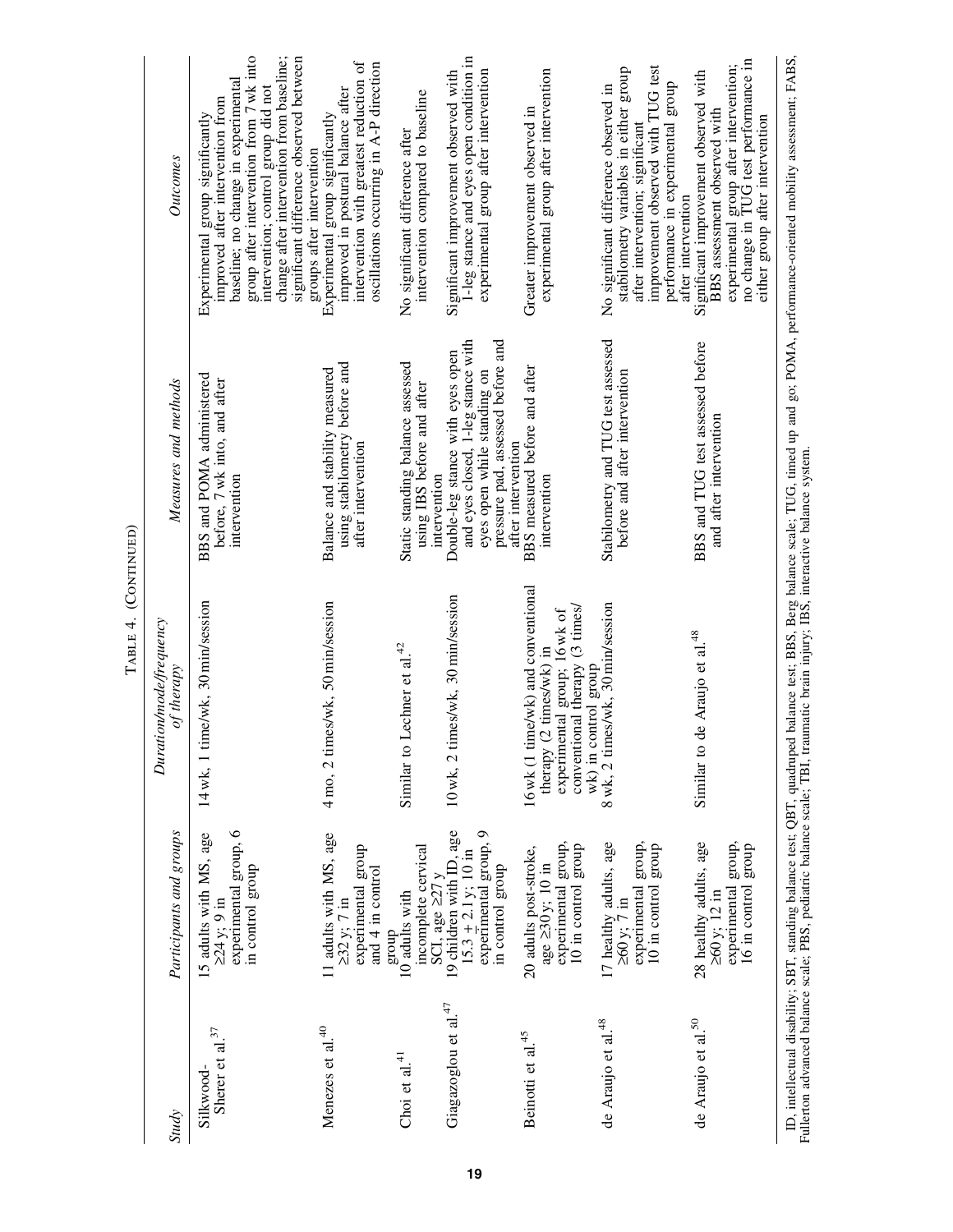TABLE 4. (CONTINUED)

| *Study* | *Participants and groups* | *Duration/mode/frequency of therapy* | *Measures and methods* | *Outcomes* |
|---|---|---|---|---|
| Silkwood-Sherer et al.[37] | 15 adults with MS, age ≥24 y; 9 in experimental group, 6 in control group | 14 wk, 1 time/wk, 30 min/session | BBS and POMA administered before, 7 wk into, and after intervention | Experimental group significantly improved after intervention from baseline; no change in experimental group after intervention from 7 wk into intervention; control group did not change after intervention from baseline; significant difference observed between groups after intervention |
| Menezes et al.[40] | 11 adults with MS, age ≥32 y; 7 in experimental group and 4 in control group | 4 mo, 2 times/wk, 50 min/session | Balance and stability measured using stabilometry before and after intervention | Experimental group significantly improved in postural balance after intervention with greatest reduction of oscillations occurring in A-P direction |
| Choi et al.[41] | 10 adults with incomplete cervical SCI, age ≥27 y | Similar to Lechner et al.[42] | Static standing balance assessed using IBS before and after intervention | No significant difference after intervention compared to baseline |
| Giagazoglou et al.[47] | 19 children with ID, age 15.3 ± 2.1 y; 10 in experimental group, 9 in control group | 10 wk, 2 times/wk, 30 min/session | Double-leg stance with eyes open and eyes closed, 1-leg stance with eyes open while standing on pressure pad, assessed before and after intervention | Significant improvement observed with 1-leg stance and eyes open condition in experimental group after intervention |
| Beinotti et al.[45] | 20 adults post-stroke, age ≥30 y; 10 in experimental group, 10 in control group | 16 wk (1 time/wk) and conventional therapy (2 times/wk) in experimental group; 16 wk of conventional therapy (3 times/wk) in control group | BBS measured before and after intervention | Greater improvement observed in experimental group after intervention |
| de Araujo et al.[48] | 17 healthy adults, age ≥60 y; 7 in experimental group, 10 in control group | 8 wk, 2 times/wk, 30 min/session | Stabilometry and TUG test assessed before and after intervention | No significant difference observed in stabilometry variables in either group after intervention; significant improvement observed with TUG test performance in experimental group after intervention |
| de Araujo et al.[50] | 28 healthy adults, age ≥60 y; 12 in experimental group, 16 in control group | Similar to de Araujo et al.[48] | BBS and TUG test assessed before and after intervention | Significant improvement observed with BBS assessment observed with experimental group after intervention; no change in TUG test performance in either group after intervention |

ID, intellectual disability; SBT, standing balance test; QBT, quadruped balance test; BBS, Berg balance scale; TUG, timed up and go; POMA, performance-oriented mobility assessment; FABS, Fullerton advanced balance scale; PBS, pediatric balance scale; TBI, traumatic brain injury; IBS, interactive balance system.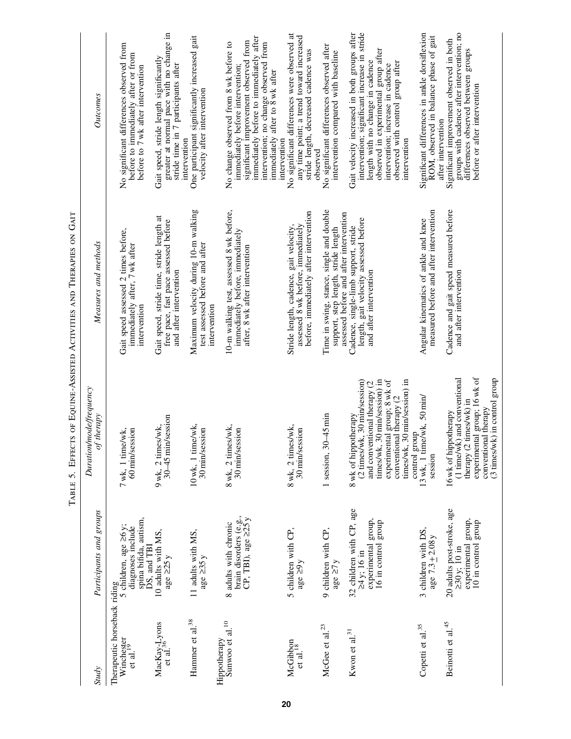Table 5. Effects of Equine-Assisted Activities and Therapies on Gait

| Study | Participants and groups | Duration/mode/frequency of therapy | Measures and methods | Outcomes |
|---|---|---|---|---|
| Therapeutic horseback riding | | | | |
| Winchester et al.[19] | 5 children, age ≥6 y; diagnoses include spina bifida, autism, DS, and TBI | 7 wk, 1 time/wk, 60 min/session | Gait speed assessed 2 times before, immediately after, 7 wk after intervention | No significant differences observed from before to immediately after or from before to 7 wk after intervention |
| MacKay-Lyons et al.[36] | 10 adults with MS, age ≥25 y | 9 wk, 2 times/wk, 30–45 min/session | Gait speed, stride time, stride length at free pace, fast pace assessed before and after intervention | Gait speed, stride length significantly greater at normal pace with no change in stride time in 7 participants after intervention |
| Hammer et al.[38] | 11 adults with MS, age ≥35 y | 10 wk, 1 time/wk, 30 min/session | Maximum velocity during 10-m walking test assessed before and after intervention | One participant significantly increased gait velocity after intervention |
| Hippotherapy | | | | |
| Sunwoo et al.[10] | 8 adults with chronic brain disorders (e.g., CP, TBI), age ≥25 y | 8 wk, 2 times/wk, 30 min/session | 10-m walking test, assessed 8 wk before, immediately before, immediately after, 8 wk after intervention | No change observed from 8 wk before to immediately before intervention; significant improvement observed from immediately before to immediately after intervention; no change observed from immediately after to 8 wk after intervention |
| McGibbon et al.[18] | 5 children with CP, age ≥9 y | 8 wk, 2 times/wk, 30 min/session | Stride length, cadence, gait velocity, assessed 8 wk before, immediately before, immediately after intervention | No significant differences were observed at any time point; a trend toward increased stride length, decreased cadence was observed |
| McGee et al.[23] | 9 children with CP, age ≥7 y | 1 session, 30–45 min | Time in swing, stance, single and double support, step length, stride length assessed before and after intervention | No significant differences observed after intervention compared with baseline |
| Kwon et al.[31] | 32 children with CP, age ≥4 y; 16 in experimental group, 16 in control group | 8 wk of hippotherapy (2 times/wk, 30 min/session) and conventional therapy (2 times/wk, 30 min/session) in experimental group; 8 wk of conventional therapy (2 times/wk, 30 min/session) in control group | Cadence, single-limb support, stride length, gait velocity assessed before and after intervention | Gait velocity increased in both groups after intervention; significant increase in stride length with no change in cadence observed in experimental group after intervention; increase in cadence observed with control group after intervention |
| Copetti et al.[35] | 3 children with DS, age 7.3 ± 2.08 y | 13 wk, 1 time/wk, 50 min/session | Angular kinematics of ankle and knee measured before and after intervention | Significant differences in ankle dorsiflexion ROM, observed in balance phase of gait after intervention |
| Beinotti et al.[45] | 20 adults post-stroke, age ≥30 y; 10 in experimental group, 10 in control group | 16 wk of hippotherapy (1 time/wk) and conventional therapy (2 times/wk) in experimental group; 16 wk of conventional therapy (3 times/wk) in control group | Cadence and gait speed measured before and after intervention | Significant improvement observed in both groups with cadence after intervention; no differences observed between groups before or after intervention |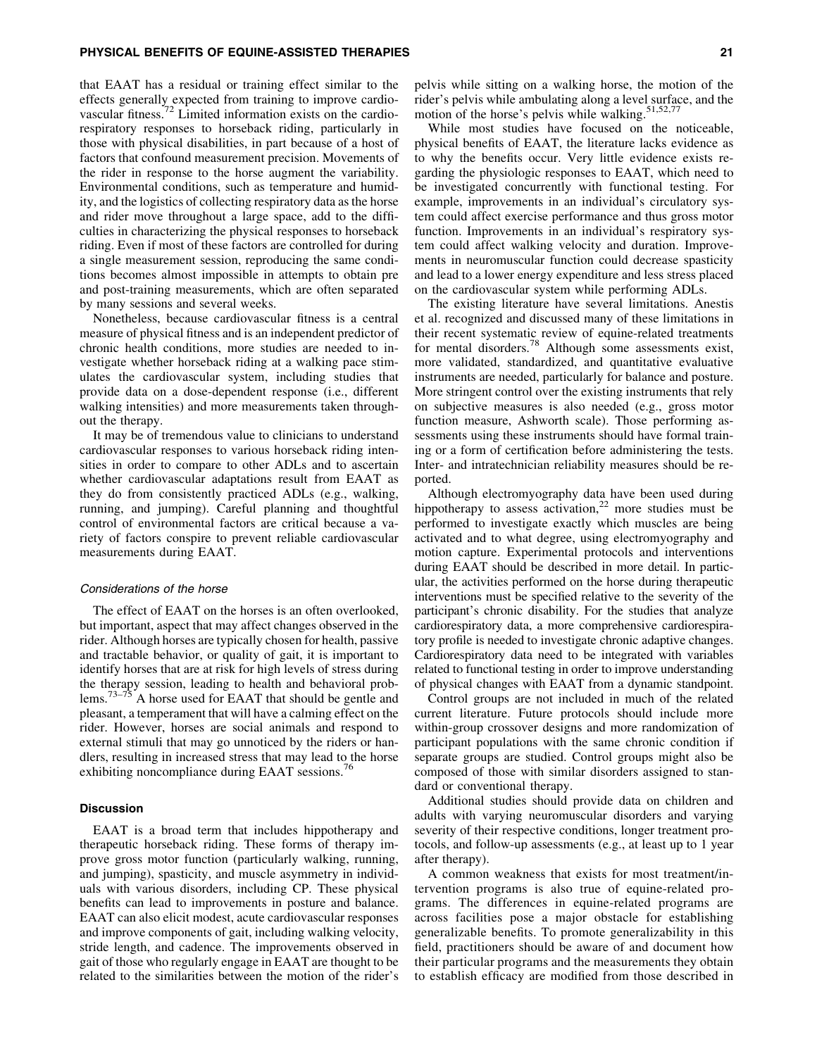that EAAT has a residual or training effect similar to the effects generally expected from training to improve cardiovascular fitness.[72] Limited information exists on the cardiorespiratory responses to horseback riding, particularly in those with physical disabilities, in part because of a host of factors that confound measurement precision. Movements of the rider in response to the horse augment the variability. Environmental conditions, such as temperature and humidity, and the logistics of collecting respiratory data as the horse and rider move throughout a large space, add to the difficulties in characterizing the physical responses to horseback riding. Even if most of these factors are controlled for during a single measurement session, reproducing the same conditions becomes almost impossible in attempts to obtain pre and post-training measurements, which are often separated by many sessions and several weeks.

Nonetheless, because cardiovascular fitness is a central measure of physical fitness and is an independent predictor of chronic health conditions, more studies are needed to investigate whether horseback riding at a walking pace stimulates the cardiovascular system, including studies that provide data on a dose-dependent response (i.e., different walking intensities) and more measurements taken throughout the therapy.

It may be of tremendous value to clinicians to understand cardiovascular responses to various horseback riding intensities in order to compare to other ADLs and to ascertain whether cardiovascular adaptations result from EAAT as they do from consistently practiced ADLs (e.g., walking, running, and jumping). Careful planning and thoughtful control of environmental factors are critical because a variety of factors conspire to prevent reliable cardiovascular measurements during EAAT.

### *Considerations of the horse*

The effect of EAAT on the horses is an often overlooked, but important, aspect that may affect changes observed in the rider. Although horses are typically chosen for health, passive and tractable behavior, or quality of gait, it is important to identify horses that are at risk for high levels of stress during the therapy session, leading to health and behavioral problems.[73–75] A horse used for EAAT that should be gentle and pleasant, a temperament that will have a calming effect on the rider. However, horses are social animals and respond to external stimuli that may go unnoticed by the riders or handlers, resulting in increased stress that may lead to the horse exhibiting noncompliance during EAAT sessions.[76]

## Discussion

EAAT is a broad term that includes hippotherapy and therapeutic horseback riding. These forms of therapy improve gross motor function (particularly walking, running, and jumping), spasticity, and muscle asymmetry in individuals with various disorders, including CP. These physical benefits can lead to improvements in posture and balance. EAAT can also elicit modest, acute cardiovascular responses and improve components of gait, including walking velocity, stride length, and cadence. The improvements observed in gait of those who regularly engage in EAAT are thought to be related to the similarities between the motion of the rider's pelvis while sitting on a walking horse, the motion of the rider's pelvis while ambulating along a level surface, and the motion of the horse's pelvis while walking.[51,52,77]

While most studies have focused on the noticeable, physical benefits of EAAT, the literature lacks evidence as to why the benefits occur. Very little evidence exists regarding the physiologic responses to EAAT, which need to be investigated concurrently with functional testing. For example, improvements in an individual's circulatory system could affect exercise performance and thus gross motor function. Improvements in an individual's respiratory system could affect walking velocity and duration. Improvements in neuromuscular function could decrease spasticity and lead to a lower energy expenditure and less stress placed on the cardiovascular system while performing ADLs.

The existing literature have several limitations. Anestis et al. recognized and discussed many of these limitations in their recent systematic review of equine-related treatments for mental disorders.[78] Although some assessments exist, more validated, standardized, and quantitative evaluative instruments are needed, particularly for balance and posture. More stringent control over the existing instruments that rely on subjective measures is also needed (e.g., gross motor function measure, Ashworth scale). Those performing assessments using these instruments should have formal training or a form of certification before administering the tests. Inter- and intratechnician reliability measures should be reported.

Although electromyography data have been used during hippotherapy to assess activation,[22] more studies must be performed to investigate exactly which muscles are being activated and to what degree, using electromyography and motion capture. Experimental protocols and interventions during EAAT should be described in more detail. In particular, the activities performed on the horse during therapeutic interventions must be specified relative to the severity of the participant's chronic disability. For the studies that analyze cardiorespiratory data, a more comprehensive cardiorespiratory profile is needed to investigate chronic adaptive changes. Cardiorespiratory data need to be integrated with variables related to functional testing in order to improve understanding of physical changes with EAAT from a dynamic standpoint.

Control groups are not included in much of the related current literature. Future protocols should include more within-group crossover designs and more randomization of participant populations with the same chronic condition if separate groups are studied. Control groups might also be composed of those with similar disorders assigned to standard or conventional therapy.

Additional studies should provide data on children and adults with varying neuromuscular disorders and varying severity of their respective conditions, longer treatment protocols, and follow-up assessments (e.g., at least up to 1 year after therapy).

A common weakness that exists for most treatment/intervention programs is also true of equine-related programs. The differences in equine-related programs are across facilities pose a major obstacle for establishing generalizable benefits. To promote generalizability in this field, practitioners should be aware of and document how their particular programs and the measurements they obtain to establish efficacy are modified from those described in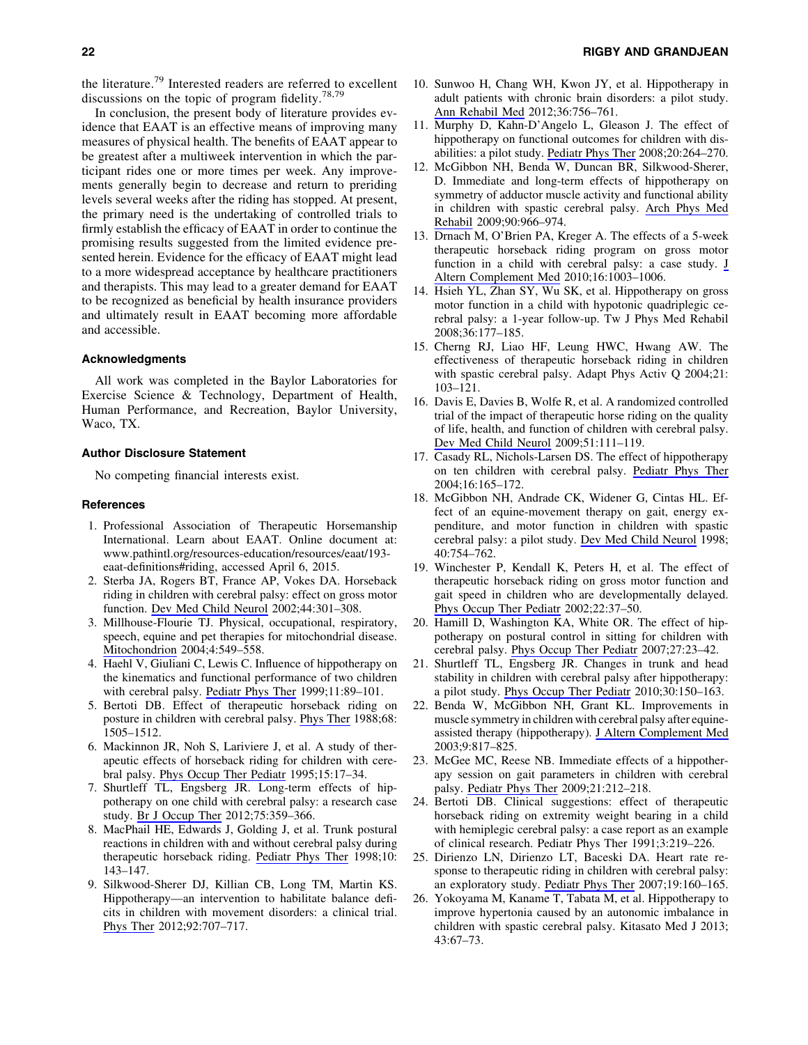the literature.[79] Interested readers are referred to excellent discussions on the topic of program fidelity.[78,79]

In conclusion, the present body of literature provides evidence that EAAT is an effective means of improving many measures of physical health. The benefits of EAAT appear to be greatest after a multiweek intervention in which the participant rides one or more times per week. Any improvements generally begin to decrease and return to preriding levels several weeks after the riding has stopped. At present, the primary need is the undertaking of controlled trials to firmly establish the efficacy of EAAT in order to continue the promising results suggested from the limited evidence presented herein. Evidence for the efficacy of EAAT might lead to a more widespread acceptance by healthcare practitioners and therapists. This may lead to a greater demand for EAAT to be recognized as beneficial by health insurance providers and ultimately result in EAAT becoming more affordable and accessible.

### Acknowledgments

All work was completed in the Baylor Laboratories for Exercise Science & Technology, Department of Health, Human Performance, and Recreation, Baylor University, Waco, TX.

### Author Disclosure Statement

No competing financial interests exist.

### References

1. Professional Association of Therapeutic Horsemanship International. Learn about EAAT. Online document at: www.pathintl.org/resources-education/resources/eaat/193-eaat-definitions#riding, accessed April 6, 2015.
2. Sterba JA, Rogers BT, France AP, Vokes DA. Horseback riding in children with cerebral palsy: effect on gross motor function. Dev Med Child Neurol 2002;44:301–308.
3. Millhouse-Flourie TJ. Physical, occupational, respiratory, speech, equine and pet therapies for mitochondrial disease. Mitochondrion 2004;4:549–558.
4. Haehl V, Giuliani C, Lewis C. Influence of hippotherapy on the kinematics and functional performance of two children with cerebral palsy. Pediatr Phys Ther 1999;11:89–101.
5. Bertoti DB. Effect of therapeutic horseback riding on posture in children with cerebral palsy. Phys Ther 1988;68: 1505–1512.
6. Mackinnon JR, Noh S, Lariviere J, et al. A study of therapeutic effects of horseback riding for children with cerebral palsy. Phys Occup Ther Pediatr 1995;15:17–34.
7. Shurtleff TL, Engsberg JR. Long-term effects of hippotherapy on one child with cerebral palsy: a research case study. Br J Occup Ther 2012;75:359–366.
8. MacPhail HE, Edwards J, Golding J, et al. Trunk postural reactions in children with and without cerebral palsy during therapeutic horseback riding. Pediatr Phys Ther 1998;10: 143–147.
9. Silkwood-Sherer DJ, Killian CB, Long TM, Martin KS. Hippotherapy—an intervention to habilitate balance deficits in children with movement disorders: a clinical trial. Phys Ther 2012;92:707–717.
10. Sunwoo H, Chang WH, Kwon JY, et al. Hippotherapy in adult patients with chronic brain disorders: a pilot study. Ann Rehabil Med 2012;36:756–761.
11. Murphy D, Kahn-D'Angelo L, Gleason J. The effect of hippotherapy on functional outcomes for children with disabilities: a pilot study. Pediatr Phys Ther 2008;20:264–270.
12. McGibbon NH, Benda W, Duncan BR, Silkwood-Sherer, D. Immediate and long-term effects of hippotherapy on symmetry of adductor muscle activity and functional ability in children with spastic cerebral palsy. Arch Phys Med Rehabil 2009;90:966–974.
13. Drnach M, O'Brien PA, Kreger A. The effects of a 5-week therapeutic horseback riding program on gross motor function in a child with cerebral palsy: a case study. J Altern Complement Med 2010;16:1003–1006.
14. Hsieh YL, Zhan SY, Wu SK, et al. Hippotherapy on gross motor function in a child with hypotonic quadriplegic cerebral palsy: a 1-year follow-up. Tw J Phys Med Rehabil 2008;36:177–185.
15. Cherng RJ, Liao HF, Leung HWC, Hwang AW. The effectiveness of therapeutic horseback riding in children with spastic cerebral palsy. Adapt Phys Activ Q 2004;21: 103–121.
16. Davis E, Davies B, Wolfe R, et al. A randomized controlled trial of the impact of therapeutic horse riding on the quality of life, health, and function of children with cerebral palsy. Dev Med Child Neurol 2009;51:111–119.
17. Casady RL, Nichols-Larsen DS. The effect of hippotherapy on ten children with cerebral palsy. Pediatr Phys Ther 2004;16:165–172.
18. McGibbon NH, Andrade CK, Widener G, Cintas HL. Effect of an equine-movement therapy on gait, energy expenditure, and motor function in children with spastic cerebral palsy: a pilot study. Dev Med Child Neurol 1998; 40:754–762.
19. Winchester P, Kendall K, Peters H, et al. The effect of therapeutic horseback riding on gross motor function and gait speed in children who are developmentally delayed. Phys Occup Ther Pediatr 2002;22:37–50.
20. Hamill D, Washington KA, White OR. The effect of hippotherapy on postural control in sitting for children with cerebral palsy. Phys Occup Ther Pediatr 2007;27:23–42.
21. Shurtleff TL, Engsberg JR. Changes in trunk and head stability in children with cerebral palsy after hippotherapy: a pilot study. Phys Occup Ther Pediatr 2010;30:150–163.
22. Benda W, McGibbon NH, Grant KL. Improvements in muscle symmetry in children with cerebral palsy after equine-assisted therapy (hippotherapy). J Altern Complement Med 2003;9:817–825.
23. McGee MC, Reese NB. Immediate effects of a hippotherapy session on gait parameters in children with cerebral palsy. Pediatr Phys Ther 2009;21:212–218.
24. Bertoti DB. Clinical suggestions: effect of therapeutic horseback riding on extremity weight bearing in a child with hemiplegic cerebral palsy: a case report as an example of clinical research. Pediatr Phys Ther 1991;3:219–226.
25. Dirienzo LN, Dirienzo LT, Baceski DA. Heart rate response to therapeutic riding in children with cerebral palsy: an exploratory study. Pediatr Phys Ther 2007;19:160–165.
26. Yokoyama M, Kaname T, Tabata M, et al. Hippotherapy to improve hypertonia caused by an autonomic imbalance in children with spastic cerebral palsy. Kitasato Med J 2013; 43:67–73.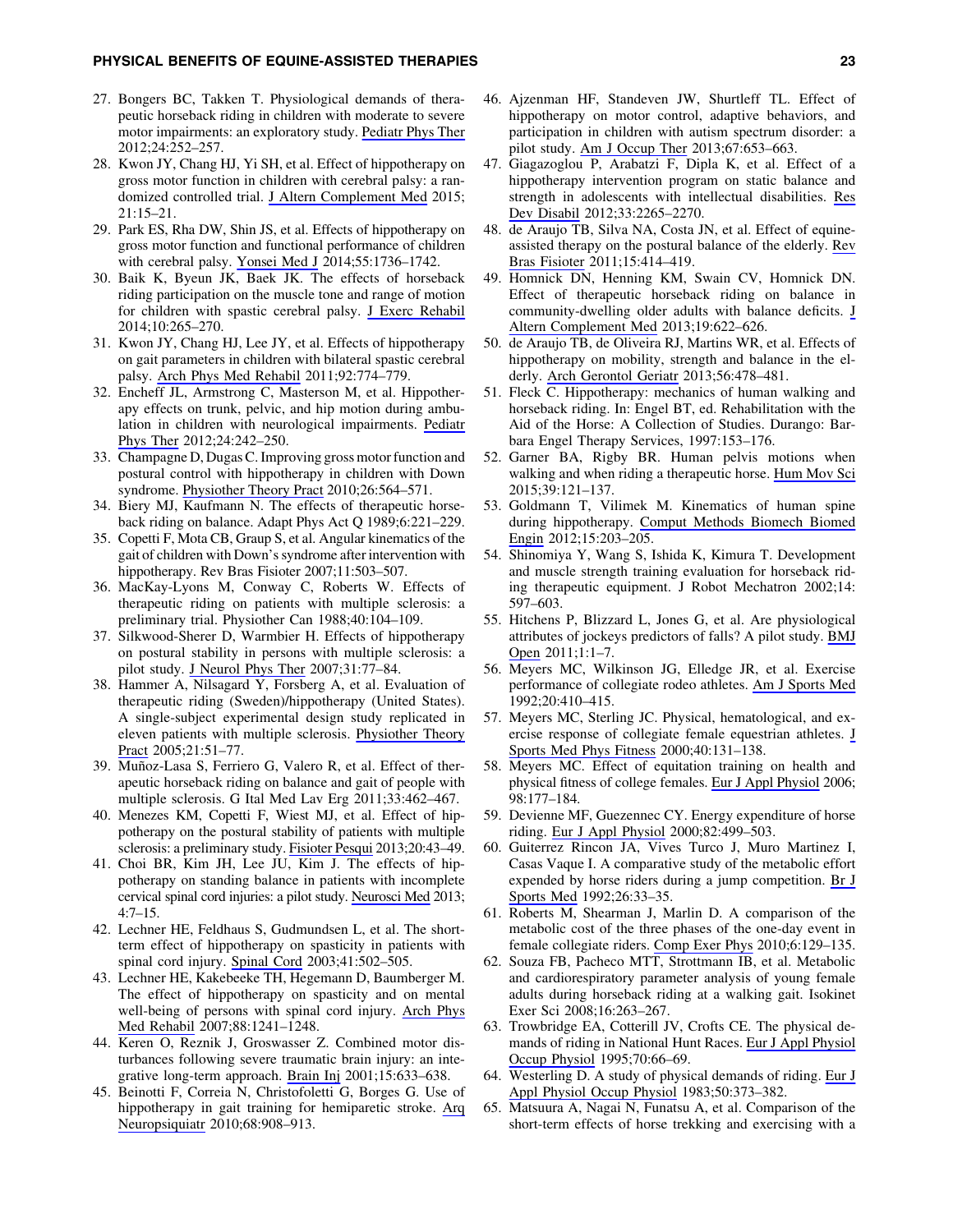27. Bongers BC, Takken T. Physiological demands of therapeutic horseback riding in children with moderate to severe motor impairments: an exploratory study. Pediatr Phys Ther 2012;24:252–257.
28. Kwon JY, Chang HJ, Yi SH, et al. Effect of hippotherapy on gross motor function in children with cerebral palsy: a randomized controlled trial. J Altern Complement Med 2015; 21:15–21.
29. Park ES, Rha DW, Shin JS, et al. Effects of hippotherapy on gross motor function and functional performance of children with cerebral palsy. Yonsei Med J 2014;55:1736–1742.
30. Baik K, Byeun JK, Baek JK. The effects of horseback riding participation on the muscle tone and range of motion for children with spastic cerebral palsy. J Exerc Rehabil 2014;10:265–270.
31. Kwon JY, Chang HJ, Lee JY, et al. Effects of hippotherapy on gait parameters in children with bilateral spastic cerebral palsy. Arch Phys Med Rehabil 2011;92:774–779.
32. Encheff JL, Armstrong C, Masterson M, et al. Hippotherapy effects on trunk, pelvic, and hip motion during ambulation in children with neurological impairments. Pediatr Phys Ther 2012;24:242–250.
33. Champagne D, Dugas C. Improving gross motor function and postural control with hippotherapy in children with Down syndrome. Physiother Theory Pract 2010;26:564–571.
34. Biery MJ, Kaufmann N. The effects of therapeutic horseback riding on balance. Adapt Phys Act Q 1989;6:221–229.
35. Copetti F, Mota CB, Graup S, et al. Angular kinematics of the gait of children with Down's syndrome after intervention with hippotherapy. Rev Bras Fisioter 2007;11:503–507.
36. MacKay-Lyons M, Conway C, Roberts W. Effects of therapeutic riding on patients with multiple sclerosis: a preliminary trial. Physiother Can 1988;40:104–109.
37. Silkwood-Sherer D, Warmbier H. Effects of hippotherapy on postural stability in persons with multiple sclerosis: a pilot study. J Neurol Phys Ther 2007;31:77–84.
38. Hammer A, Nilsagard Y, Forsberg A, et al. Evaluation of therapeutic riding (Sweden)/hippotherapy (United States). A single-subject experimental design study replicated in eleven patients with multiple sclerosis. Physiother Theory Pract 2005;21:51–77.
39. Muñoz-Lasa S, Ferriero G, Valero R, et al. Effect of therapeutic horseback riding on balance and gait of people with multiple sclerosis. G Ital Med Lav Erg 2011;33:462–467.
40. Menezes KM, Copetti F, Wiest MJ, et al. Effect of hippotherapy on the postural stability of patients with multiple sclerosis: a preliminary study. Fisioter Pesqui 2013;20:43–49.
41. Choi BR, Kim JH, Lee JU, Kim J. The effects of hippotherapy on standing balance in patients with incomplete cervical spinal cord injuries: a pilot study. Neurosci Med 2013; 4:7–15.
42. Lechner HE, Feldhaus S, Gudmundsen L, et al. The short-term effect of hippotherapy on spasticity in patients with spinal cord injury. Spinal Cord 2003;41:502–505.
43. Lechner HE, Kakebeeke TH, Hegemann D, Baumberger M. The effect of hippotherapy on spasticity and on mental well-being of persons with spinal cord injury. Arch Phys Med Rehabil 2007;88:1241–1248.
44. Keren O, Reznik J, Groswasser Z. Combined motor disturbances following severe traumatic brain injury: an integrative long-term approach. Brain Inj 2001;15:633–638.
45. Beinotti F, Correia N, Christofoletti G, Borges G. Use of hippotherapy in gait training for hemiparetic stroke. Arq Neuropsiquiatr 2010;68:908–913.
46. Ajzenman HF, Standeven JW, Shurtleff TL. Effect of hippotherapy on motor control, adaptive behaviors, and participation in children with autism spectrum disorder: a pilot study. Am J Occup Ther 2013;67:653–663.
47. Giagazoglou P, Arabatzi F, Dipla K, et al. Effect of a hippotherapy intervention program on static balance and strength in adolescents with intellectual disabilities. Res Dev Disabil 2012;33:2265–2270.
48. de Araujo TB, Silva NA, Costa JN, et al. Effect of equine-assisted therapy on the postural balance of the elderly. Rev Bras Fisioter 2011;15:414–419.
49. Homnick DN, Henning KM, Swain CV, Homnick DN. Effect of therapeutic horseback riding on balance in community-dwelling older adults with balance deficits. J Altern Complement Med 2013;19:622–626.
50. de Araujo TB, de Oliveira RJ, Martins WR, et al. Effects of hippotherapy on mobility, strength and balance in the elderly. Arch Gerontol Geriatr 2013;56:478–481.
51. Fleck C. Hippotherapy: mechanics of human walking and horseback riding. In: Engel BT, ed. Rehabilitation with the Aid of the Horse: A Collection of Studies. Durango: Barbara Engel Therapy Services, 1997:153–176.
52. Garner BA, Rigby BR. Human pelvis motions when walking and when riding a therapeutic horse. Hum Mov Sci 2015;39:121–137.
53. Goldmann T, Vilimek M. Kinematics of human spine during hippotherapy. Comput Methods Biomech Biomed Engin 2012;15:203–205.
54. Shinomiya Y, Wang S, Ishida K, Kimura T. Development and muscle strength training evaluation for horseback riding therapeutic equipment. J Robot Mechatron 2002;14: 597–603.
55. Hitchens P, Blizzard L, Jones G, et al. Are physiological attributes of jockeys predictors of falls? A pilot study. BMJ Open 2011;1:1–7.
56. Meyers MC, Wilkinson JG, Elledge JR, et al. Exercise performance of collegiate rodeo athletes. Am J Sports Med 1992;20:410–415.
57. Meyers MC, Sterling JC. Physical, hematological, and exercise response of collegiate female equestrian athletes. J Sports Med Phys Fitness 2000;40:131–138.
58. Meyers MC. Effect of equitation training on health and physical fitness of college females. Eur J Appl Physiol 2006; 98:177–184.
59. Devienne MF, Guezennec CY. Energy expenditure of horse riding. Eur J Appl Physiol 2000;82:499–503.
60. Guiterrez Rincon JA, Vives Turco J, Muro Martinez I, Casas Vaque I. A comparative study of the metabolic effort expended by horse riders during a jump competition. Br J Sports Med 1992;26:33–35.
61. Roberts M, Shearman J, Marlin D. A comparison of the metabolic cost of the three phases of the one-day event in female collegiate riders. Comp Exer Phys 2010;6:129–135.
62. Souza FB, Pacheco MTT, Strottmann IB, et al. Metabolic and cardiorespiratory parameter analysis of young female adults during horseback riding at a walking gait. Isokinet Exer Sci 2008;16:263–267.
63. Trowbridge EA, Cotterill JV, Crofts CE. The physical demands of riding in National Hunt Races. Eur J Appl Physiol Occup Physiol 1995;70:66–69.
64. Westerling D. A study of physical demands of riding. Eur J Appl Physiol Occup Physiol 1983;50:373–382.
65. Matsuura A, Nagai N, Funatsu A, et al. Comparison of the short-term effects of horse trekking and exercising with a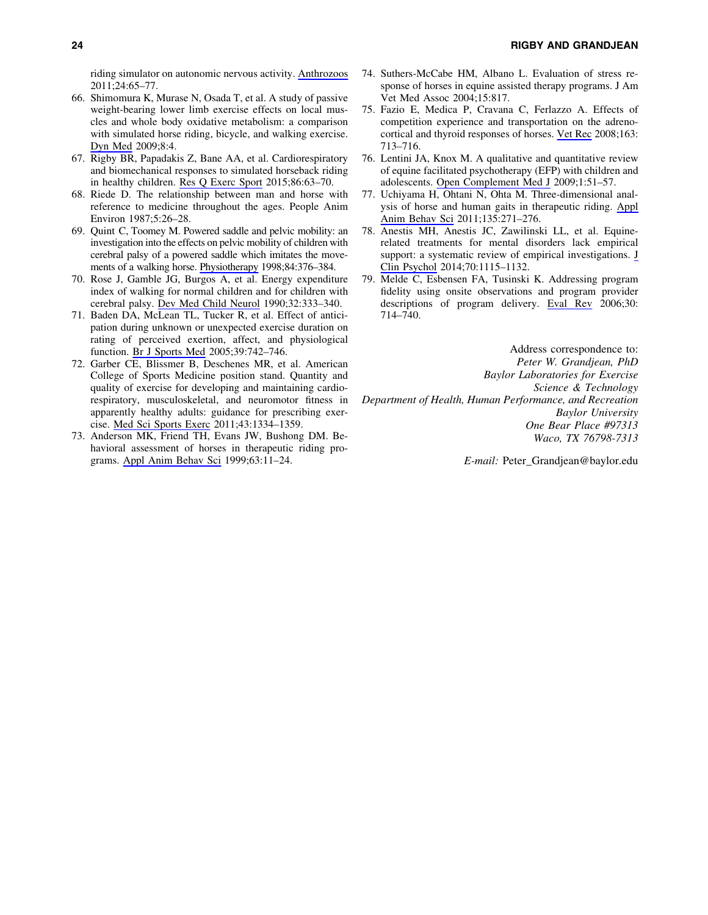riding simulator on autonomic nervous activity. Anthrozoos 2011;24:65–77.

66. Shimomura K, Murase N, Osada T, et al. A study of passive weight-bearing lower limb exercise effects on local muscles and whole body oxidative metabolism: a comparison with simulated horse riding, bicycle, and walking exercise. Dyn Med 2009;8:4.
67. Rigby BR, Papadakis Z, Bane AA, et al. Cardiorespiratory and biomechanical responses to simulated horseback riding in healthy children. Res Q Exerc Sport 2015;86:63–70.
68. Riede D. The relationship between man and horse with reference to medicine throughout the ages. People Anim Environ 1987;5:26–28.
69. Quint C, Toomey M. Powered saddle and pelvic mobility: an investigation into the effects on pelvic mobility of children with cerebral palsy of a powered saddle which imitates the movements of a walking horse. Physiotherapy 1998;84:376–384.
70. Rose J, Gamble JG, Burgos A, et al. Energy expenditure index of walking for normal children and for children with cerebral palsy. Dev Med Child Neurol 1990;32:333–340.
71. Baden DA, McLean TL, Tucker R, et al. Effect of anticipation during unknown or unexpected exercise duration on rating of perceived exertion, affect, and physiological function. Br J Sports Med 2005;39:742–746.
72. Garber CE, Blissmer B, Deschenes MR, et al. American College of Sports Medicine position stand. Quantity and quality of exercise for developing and maintaining cardiorespiratory, musculoskeletal, and neuromotor fitness in apparently healthy adults: guidance for prescribing exercise. Med Sci Sports Exerc 2011;43:1334–1359.
73. Anderson MK, Friend TH, Evans JW, Bushong DM. Behavioral assessment of horses in therapeutic riding programs. Appl Anim Behav Sci 1999;63:11–24.
74. Suthers-McCabe HM, Albano L. Evaluation of stress response of horses in equine assisted therapy programs. J Am Vet Med Assoc 2004;15:817.
75. Fazio E, Medica P, Cravana C, Ferlazzo A. Effects of competition experience and transportation on the adrenocortical and thyroid responses of horses. Vet Rec 2008;163: 713–716.
76. Lentini JA, Knox M. A qualitative and quantitative review of equine facilitated psychotherapy (EFP) with children and adolescents. Open Complement Med J 2009;1:51–57.
77. Uchiyama H, Ohtani N, Ohta M. Three-dimensional analysis of horse and human gaits in therapeutic riding. Appl Anim Behav Sci 2011;135:271–276.
78. Anestis MH, Anestis JC, Zawilinski LL, et al. Equine-related treatments for mental disorders lack empirical support: a systematic review of empirical investigations. J Clin Psychol 2014;70:1115–1132.
79. Melde C, Esbensen FA, Tusinski K. Addressing program fidelity using onsite observations and program provider descriptions of program delivery. Eval Rev 2006;30: 714–740.

Address correspondence to:
*Peter W. Grandjean, PhD*
*Baylor Laboratories for Exercise Science & Technology*
*Department of Health, Human Performance, and Recreation*
*Baylor University*
*One Bear Place #97313*
*Waco, TX 76798-7313*

*E-mail:* Peter_Grandjean@baylor.edu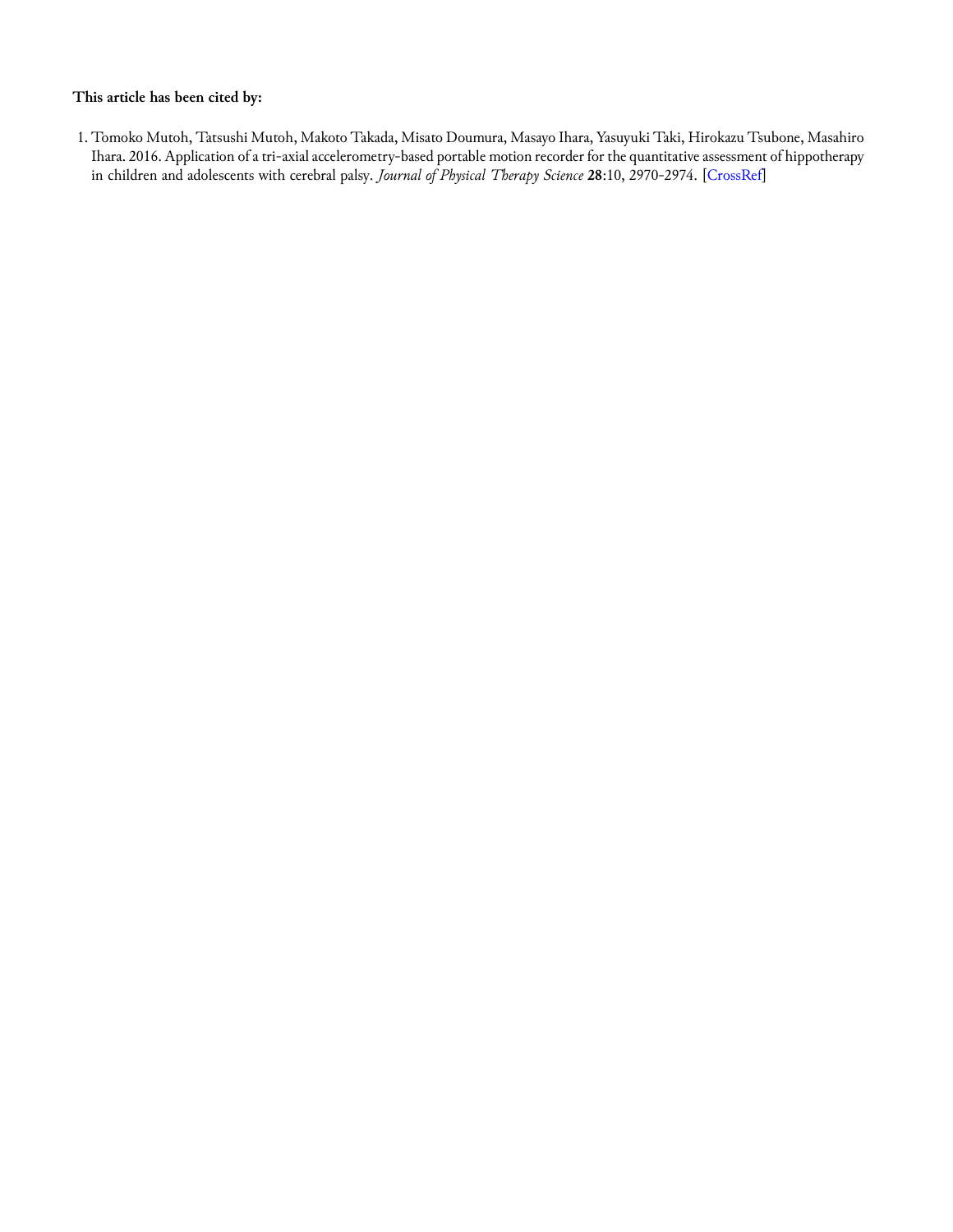**This article has been cited by:**

1. Tomoko Mutoh, Tatsushi Mutoh, Makoto Takada, Misato Doumura, Masayo Ihara, Yasuyuki Taki, Hirokazu Tsubone, Masahiro Ihara. 2016. Application of a tri-axial accelerometry-based portable motion recorder for the quantitative assessment of hippotherapy in children and adolescents with cerebral palsy. *Journal of Physical Therapy Science* **28**:10, 2970-2974. [CrossRef]